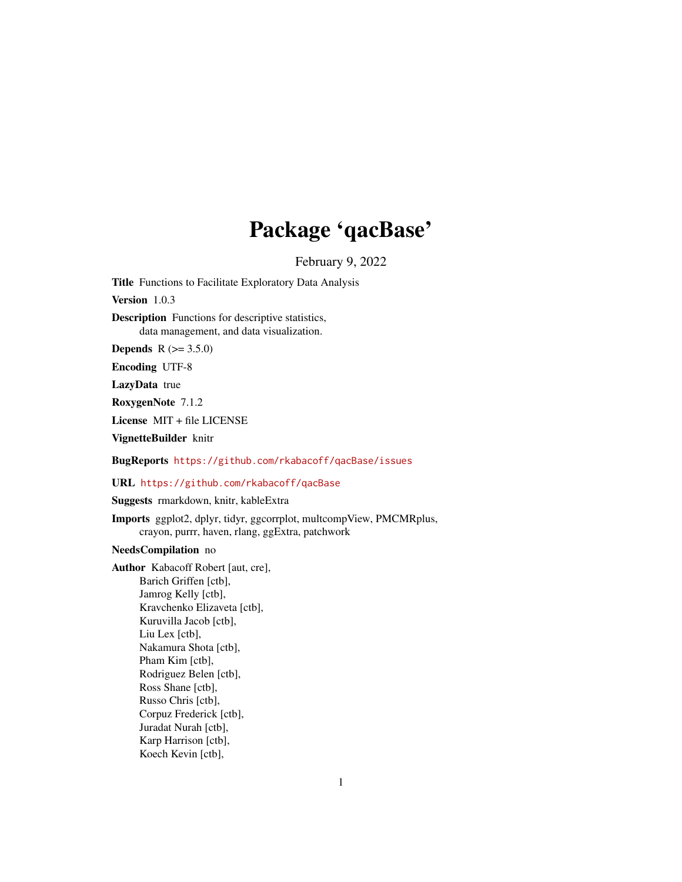# Package 'qacBase'

February 9, 2022

**Title** Functions to Facilitate Exploratory Data Analysis

**Version** 1.0.3

**Description** Functions for descriptive statistics,
data management, and data visualization.

**Depends** R (>= 3.5.0)

**Encoding** UTF-8

**LazyData** true

**RoxygenNote** 7.1.2

**License** MIT + file LICENSE

**VignetteBuilder** knitr

**BugReports** https://github.com/rkabacoff/qacBase/issues

**URL** https://github.com/rkabacoff/qacBase

**Suggests** rmarkdown, knitr, kableExtra

**Imports** ggplot2, dplyr, tidyr, ggcorrplot, multcompView, PMCMRplus,
crayon, purrr, haven, rlang, ggExtra, patchwork

**NeedsCompilation** no

**Author** Kabacoff Robert [aut, cre],
Barich Griffen [ctb],
Jamrog Kelly [ctb],
Kravchenko Elizaveta [ctb],
Kuruvilla Jacob [ctb],
Liu Lex [ctb],
Nakamura Shota [ctb],
Pham Kim [ctb],
Rodriguez Belen [ctb],
Ross Shane [ctb],
Russo Chris [ctb],
Corpuz Frederick [ctb],
Juradat Nurah [ctb],
Karp Harrison [ctb],
Koech Kevin [ctb],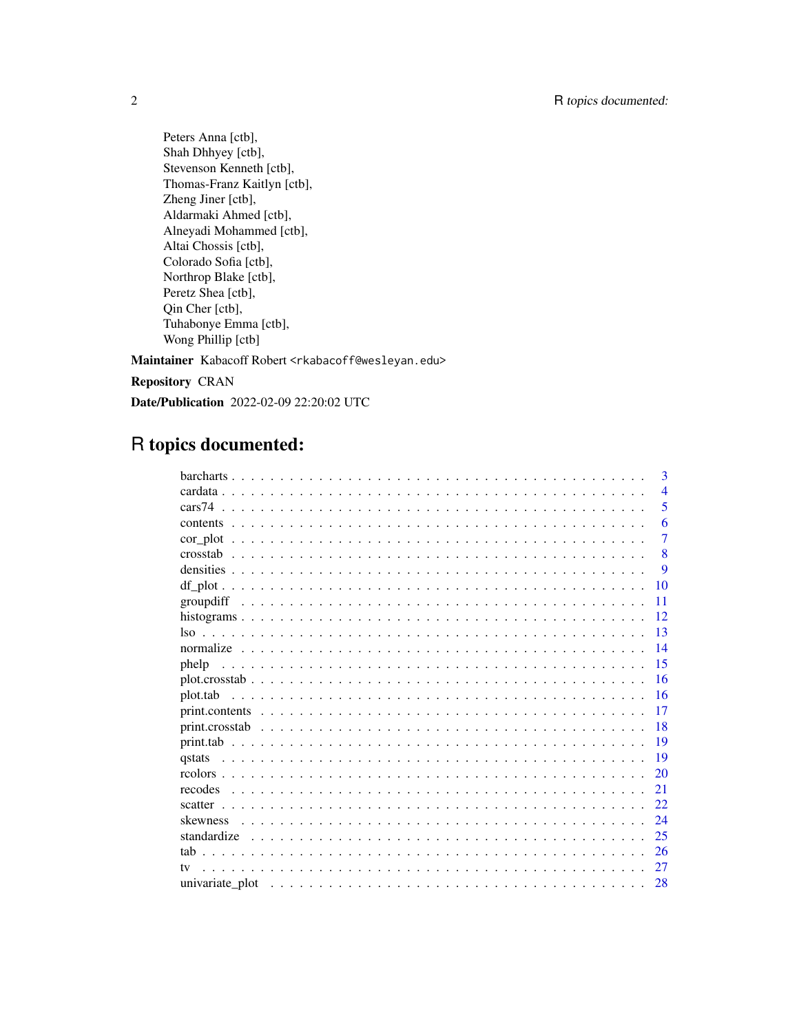Peters Anna [ctb],
Shah Dhhyey [ctb],
Stevenson Kenneth [ctb],
Thomas-Franz Kaitlyn [ctb],
Zheng Jiner [ctb],
Aldarmaki Ahmed [ctb],
Alneyadi Mohammed [ctb],
Altai Chossis [ctb],
Colorado Sofia [ctb],
Northrop Blake [ctb],
Peretz Shea [ctb],
Qin Cher [ctb],
Tuhabonye Emma [ctb],
Wong Phillip [ctb]

**Maintainer** Kabacoff Robert <rkabacoff@wesleyan.edu>

**Repository** CRAN

**Date/Publication** 2022-02-09 22:20:02 UTC

# R topics documented:

- barcharts . . . . . 3
- cardata . . . . . 4
- cars74 . . . . . 5
- contents . . . . . 6
- cor_plot . . . . . 7
- crosstab . . . . . 8
- densities . . . . . 9
- df_plot . . . . . 10
- groupdiff . . . . . 11
- histograms . . . . . 12
- lso . . . . . 13
- normalize . . . . . 14
- phelp . . . . . 15
- plot.crosstab . . . . . 16
- plot.tab . . . . . 16
- print.contents . . . . . 17
- print.crosstab . . . . . 18
- print.tab . . . . . 19
- qstats . . . . . 19
- rcolors . . . . . 20
- recodes . . . . . 21
- scatter . . . . . 22
- skewness . . . . . 24
- standardize . . . . . 25
- tab . . . . . 26
- tv . . . . . 27
- univariate_plot . . . . . 28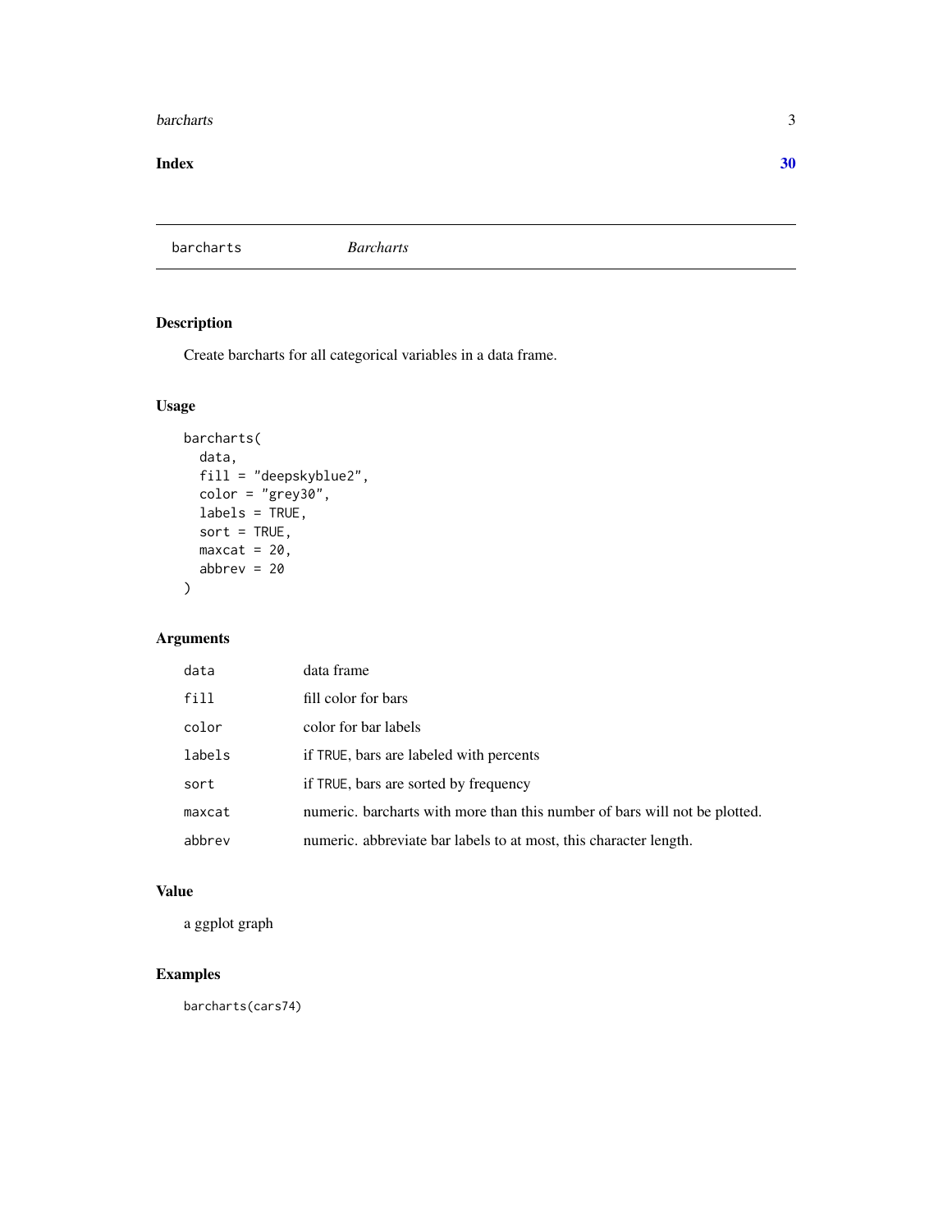Index 30

## barcharts *Barcharts*

### Description

Create barcharts for all categorical variables in a data frame.

### Usage

```
barcharts(
  data,
  fill = "deepskyblue2",
  color = "grey30",
  labels = TRUE,
  sort = TRUE,
  maxcat = 20,
  abbrev = 20
)
```

### Arguments

| | |
|---|---|
| `data` | data frame |
| `fill` | fill color for bars |
| `color` | color for bar labels |
| `labels` | if `TRUE`, bars are labeled with percents |
| `sort` | if `TRUE`, bars are sorted by frequency |
| `maxcat` | numeric. barcharts with more than this number of bars will not be plotted. |
| `abbrev` | numeric. abbreviate bar labels to at most, this character length. |

### Value

a ggplot graph

### Examples

```
barcharts(cars74)
```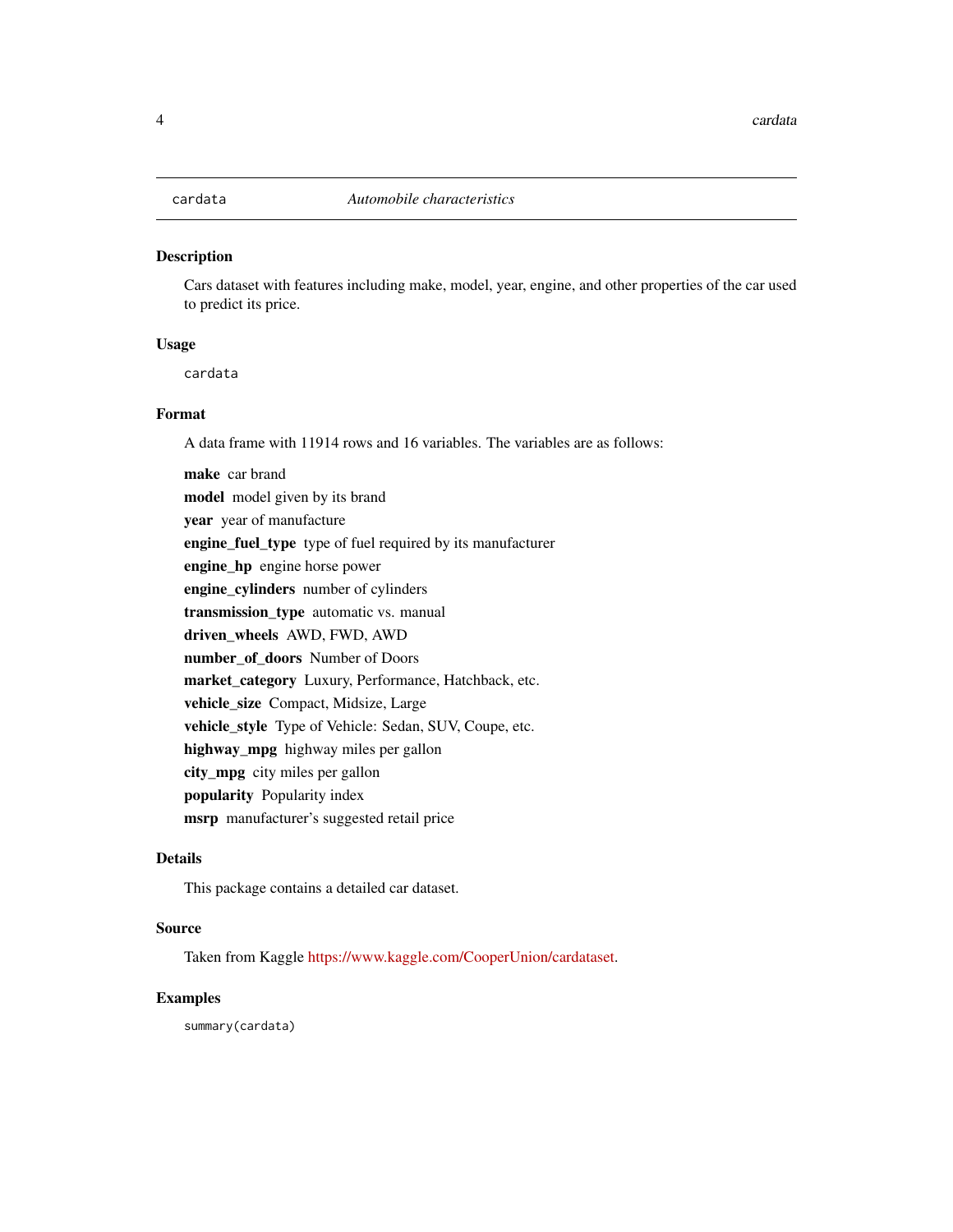## cardata — *Automobile characteristics*

### Description

Cars dataset with features including make, model, year, engine, and other properties of the car used to predict its price.

### Usage

```
cardata
```

### Format

A data frame with 11914 rows and 16 variables. The variables are as follows:

- **make** car brand
- **model** model given by its brand
- **year** year of manufacture
- **engine_fuel_type** type of fuel required by its manufacturer
- **engine_hp** engine horse power
- **engine_cylinders** number of cylinders
- **transmission_type** automatic vs. manual
- **driven_wheels** AWD, FWD, AWD
- **number_of_doors** Number of Doors
- **market_category** Luxury, Performance, Hatchback, etc.
- **vehicle_size** Compact, Midsize, Large
- **vehicle_style** Type of Vehicle: Sedan, SUV, Coupe, etc.
- **highway_mpg** highway miles per gallon
- **city_mpg** city miles per gallon
- **popularity** Popularity index
- **msrp** manufacturer's suggested retail price

### Details

This package contains a detailed car dataset.

### Source

Taken from Kaggle https://www.kaggle.com/CooperUnion/cardataset.

### Examples

```
summary(cardata)
```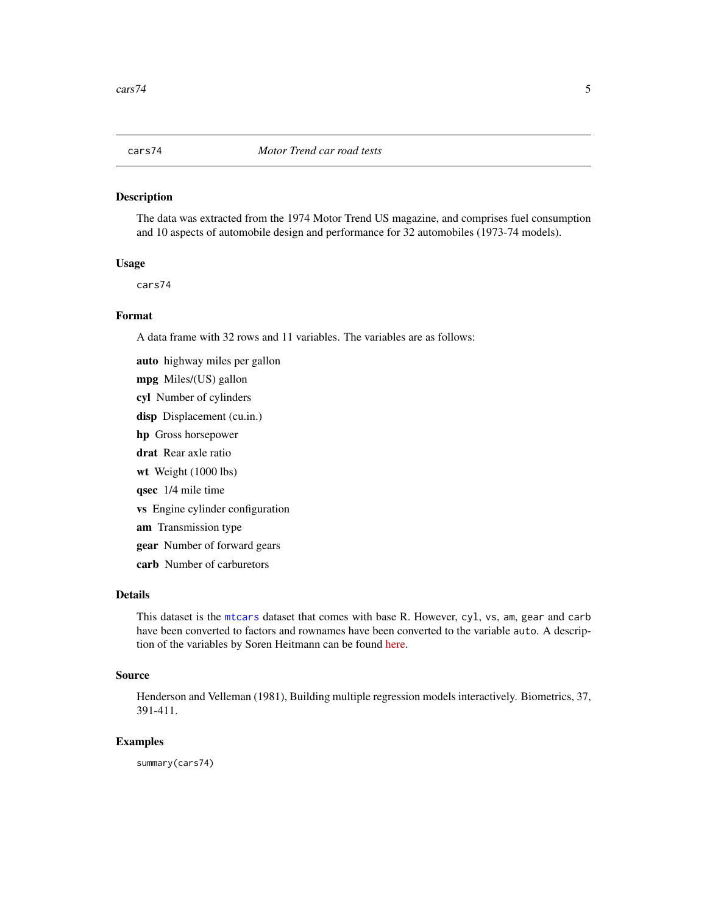`cars74` *Motor Trend car road tests*

## Description

The data was extracted from the 1974 Motor Trend US magazine, and comprises fuel consumption and 10 aspects of automobile design and performance for 32 automobiles (1973-74 models).

## Usage

```
cars74
```

## Format

A data frame with 32 rows and 11 variables. The variables are as follows:

**auto** highway miles per gallon

**mpg** Miles/(US) gallon

**cyl** Number of cylinders

**disp** Displacement (cu.in.)

**hp** Gross horsepower

**drat** Rear axle ratio

**wt** Weight (1000 lbs)

**qsec** 1/4 mile time

**vs** Engine cylinder configuration

**am** Transmission type

**gear** Number of forward gears

**carb** Number of carburetors

## Details

This dataset is the `mtcars` dataset that comes with base R. However, `cyl`, `vs`, `am`, `gear` and `carb` have been converted to factors and rownames have been converted to the variable `auto`. A description of the variables by Soren Heitmann can be found here.

## Source

Henderson and Velleman (1981), Building multiple regression models interactively. Biometrics, 37, 391-411.

## Examples

```
summary(cars74)
```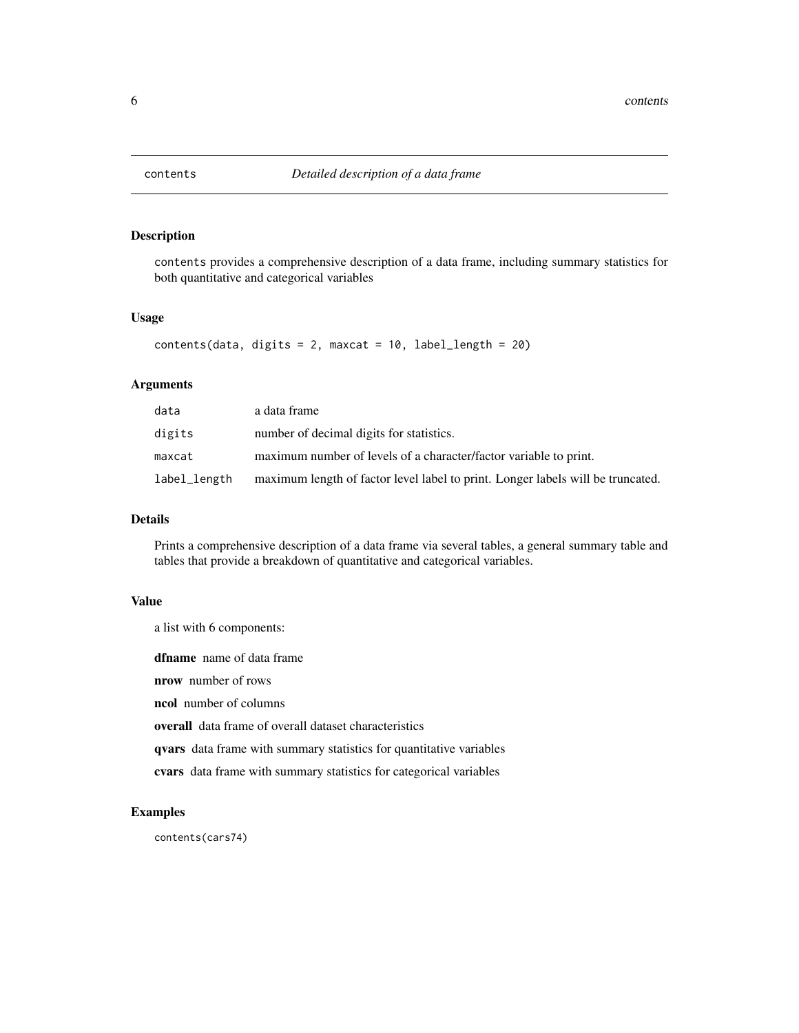# contents *Detailed description of a data frame*

## Description

`contents` provides a comprehensive description of a data frame, including summary statistics for both quantitative and categorical variables

## Usage

```
contents(data, digits = 2, maxcat = 10, label_length = 20)
```

## Arguments

| | |
|---|---|
| `data` | a data frame |
| `digits` | number of decimal digits for statistics. |
| `maxcat` | maximum number of levels of a character/factor variable to print. |
| `label_length` | maximum length of factor level label to print. Longer labels will be truncated. |

## Details

Prints a comprehensive description of a data frame via several tables, a general summary table and tables that provide a breakdown of quantitative and categorical variables.

## Value

a list with 6 components:

**dfname** name of data frame

**nrow** number of rows

**ncol** number of columns

**overall** data frame of overall dataset characteristics

**qvars** data frame with summary statistics for quantitative variables

**cvars** data frame with summary statistics for categorical variables

## Examples

```
contents(cars74)
```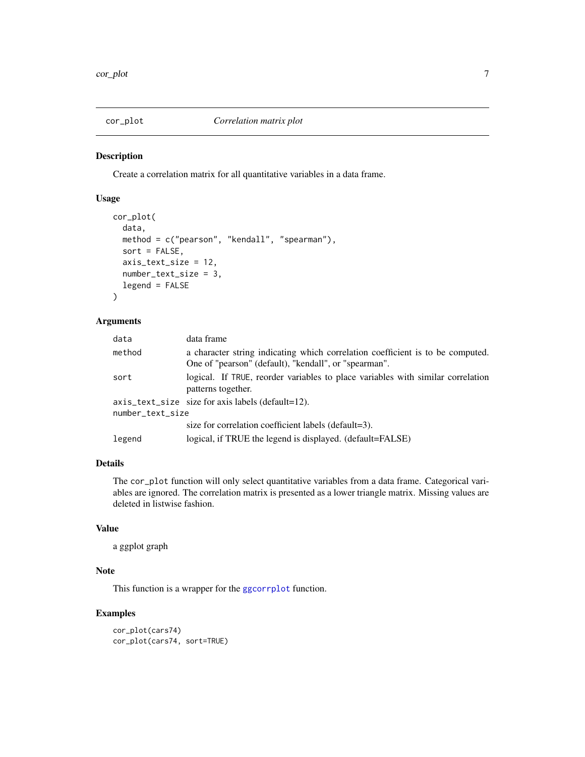## cor_plot *Correlation matrix plot*

### Description

Create a correlation matrix for all quantitative variables in a data frame.

### Usage

```
cor_plot(
  data,
  method = c("pearson", "kendall", "spearman"),
  sort = FALSE,
  axis_text_size = 12,
  number_text_size = 3,
  legend = FALSE
)
```

### Arguments

| | |
|---|---|
| data | data frame |
| method | a character string indicating which correlation coefficient is to be computed. One of "pearson" (default), "kendall", or "spearman". |
| sort | logical. If TRUE, reorder variables to place variables with similar correlation patterns together. |
| axis_text_size | size for axis labels (default=12). |
| number_text_size | size for correlation coefficient labels (default=3). |
| legend | logical, if TRUE the legend is displayed. (default=FALSE) |

### Details

The cor_plot function will only select quantitative variables from a data frame. Categorical variables are ignored. The correlation matrix is presented as a lower triangle matrix. Missing values are deleted in listwise fashion.

### Value

a ggplot graph

### Note

This function is a wrapper for the ggcorrplot function.

### Examples

```
cor_plot(cars74)
cor_plot(cars74, sort=TRUE)
```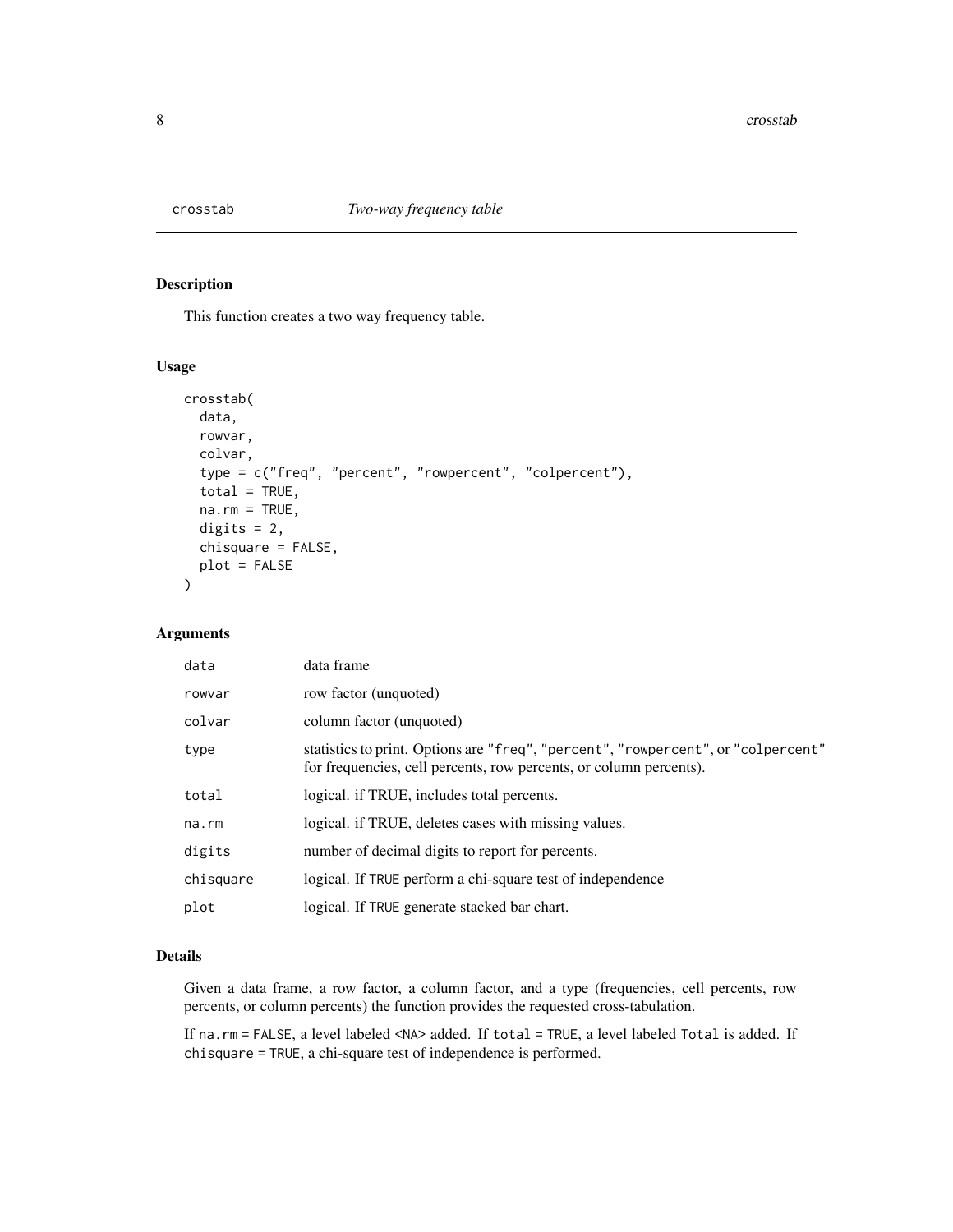# crosstab *Two-way frequency table*

## Description

This function creates a two way frequency table.

## Usage

```
crosstab(
  data,
  rowvar,
  colvar,
  type = c("freq", "percent", "rowpercent", "colpercent"),
  total = TRUE,
  na.rm = TRUE,
  digits = 2,
  chisquare = FALSE,
  plot = FALSE
)
```

## Arguments

| | |
|---|---|
| `data` | data frame |
| `rowvar` | row factor (unquoted) |
| `colvar` | column factor (unquoted) |
| `type` | statistics to print. Options are `"freq"`, `"percent"`, `"rowpercent"`, or `"colpercent"` for frequencies, cell percents, row percents, or column percents). |
| `total` | logical. if TRUE, includes total percents. |
| `na.rm` | logical. if TRUE, deletes cases with missing values. |
| `digits` | number of decimal digits to report for percents. |
| `chisquare` | logical. If `TRUE` perform a chi-square test of independence |
| `plot` | logical. If `TRUE` generate stacked bar chart. |

## Details

Given a data frame, a row factor, a column factor, and a type (frequencies, cell percents, row percents, or column percents) the function provides the requested cross-tabulation.

If `na.rm = FALSE`, a level labeled `<NA>` added. If `total = TRUE`, a level labeled `Total` is added. If `chisquare = TRUE`, a chi-square test of independence is performed.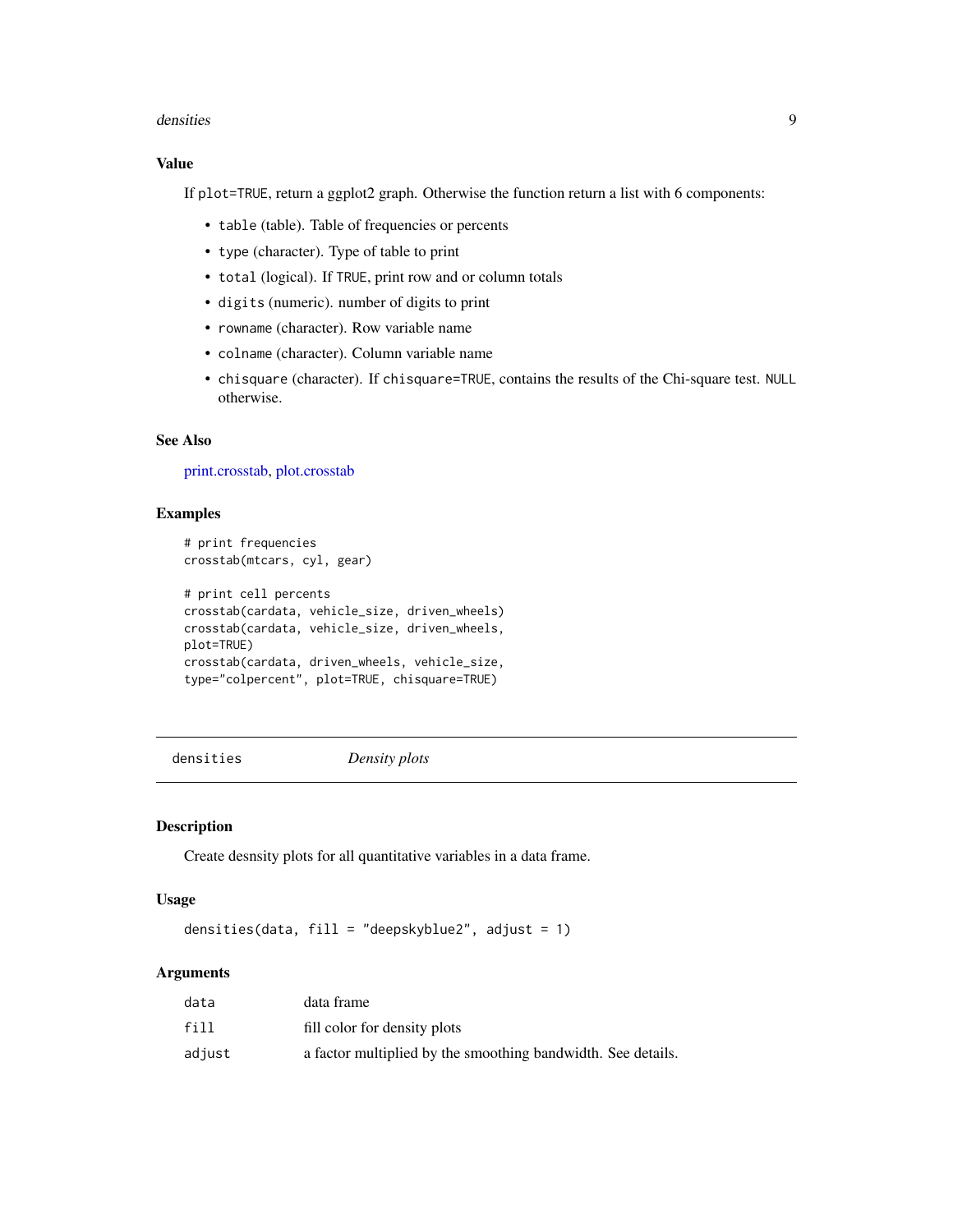### Value

If `plot=TRUE`, return a ggplot2 graph. Otherwise the function return a list with 6 components:

- `table` (table). Table of frequencies or percents
- `type` (character). Type of table to print
- `total` (logical). If `TRUE`, print row and or column totals
- `digits` (numeric). number of digits to print
- `rowname` (character). Row variable name
- `colname` (character). Column variable name
- `chisquare` (character). If `chisquare=TRUE`, contains the results of the Chi-square test. `NULL` otherwise.

### See Also

print.crosstab, plot.crosstab

### Examples

```
# print frequencies
crosstab(mtcars, cyl, gear)

# print cell percents
crosstab(cardata, vehicle_size, driven_wheels)
crosstab(cardata, vehicle_size, driven_wheels,
plot=TRUE)
crosstab(cardata, driven_wheels, vehicle_size,
type="colpercent", plot=TRUE, chisquare=TRUE)
```

---

## densities *Density plots*

---

### Description

Create desnsity plots for all quantitative variables in a data frame.

### Usage

```
densities(data, fill = "deepskyblue2", adjust = 1)
```

### Arguments

| | |
|---|---|
| `data` | data frame |
| `fill` | fill color for density plots |
| `adjust` | a factor multiplied by the smoothing bandwidth. See details. |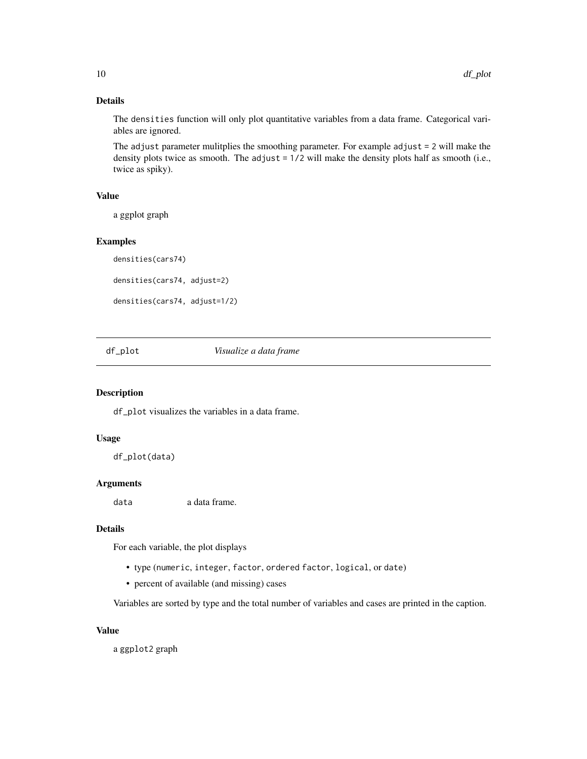### Details

The `densities` function will only plot quantitative variables from a data frame. Categorical variables are ignored.

The `adjust` parameter mulitplies the smoothing parameter. For example `adjust = 2` will make the density plots twice as smooth. The `adjust = 1/2` will make the density plots half as smooth (i.e., twice as spiky).

### Value

a ggplot graph

### Examples

```
densities(cars74)

densities(cars74, adjust=2)

densities(cars74, adjust=1/2)
```

---

## `df_plot` — *Visualize a data frame*

---

### Description

`df_plot` visualizes the variables in a data frame.

### Usage

```
df_plot(data)
```

### Arguments

| | |
|---|---|
| `data` | a data frame. |

### Details

For each variable, the plot displays

- type (`numeric`, `integer`, `factor`, `ordered factor`, `logical`, or `date`)
- percent of available (and missing) cases

Variables are sorted by type and the total number of variables and cases are printed in the caption.

### Value

a `ggplot2` graph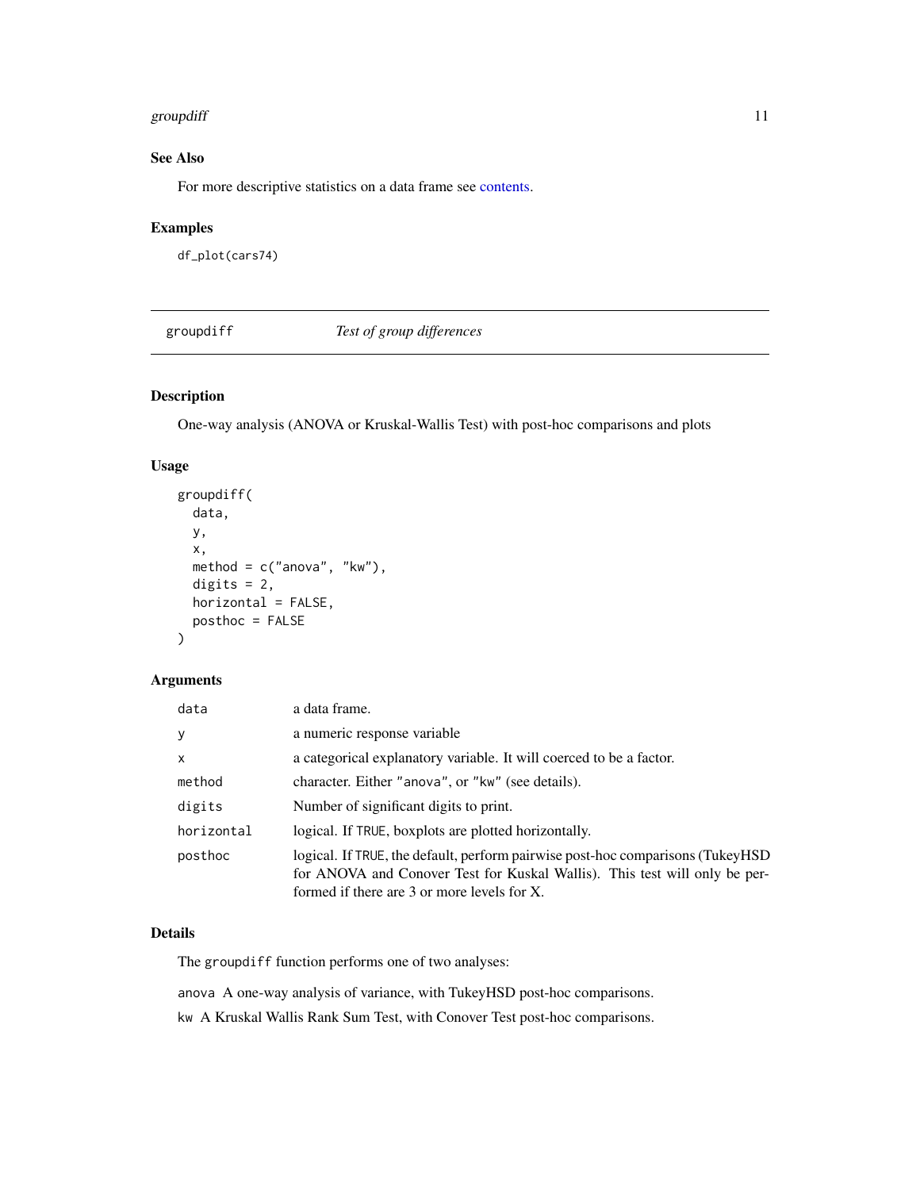### See Also

For more descriptive statistics on a data frame see contents.

### Examples

```
df_plot(cars74)
```

---

## groupdiff *Test of group differences*

---

### Description

One-way analysis (ANOVA or Kruskal-Wallis Test) with post-hoc comparisons and plots

### Usage

```
groupdiff(
  data,
  y,
  x,
  method = c("anova", "kw"),
  digits = 2,
  horizontal = FALSE,
  posthoc = FALSE
)
```

### Arguments

| | |
|---|---|
| `data` | a data frame. |
| `y` | a numeric response variable |
| `x` | a categorical explanatory variable. It will coerced to be a factor. |
| `method` | character. Either `"anova"`, or `"kw"` (see details). |
| `digits` | Number of significant digits to print. |
| `horizontal` | logical. If `TRUE`, boxplots are plotted horizontally. |
| `posthoc` | logical. If `TRUE`, the default, perform pairwise post-hoc comparisons (TukeyHSD for ANOVA and Conover Test for Kuskal Wallis). This test will only be performed if there are 3 or more levels for X. |

### Details

The `groupdiff` function performs one of two analyses:

`anova` A one-way analysis of variance, with TukeyHSD post-hoc comparisons.

`kw` A Kruskal Wallis Rank Sum Test, with Conover Test post-hoc comparisons.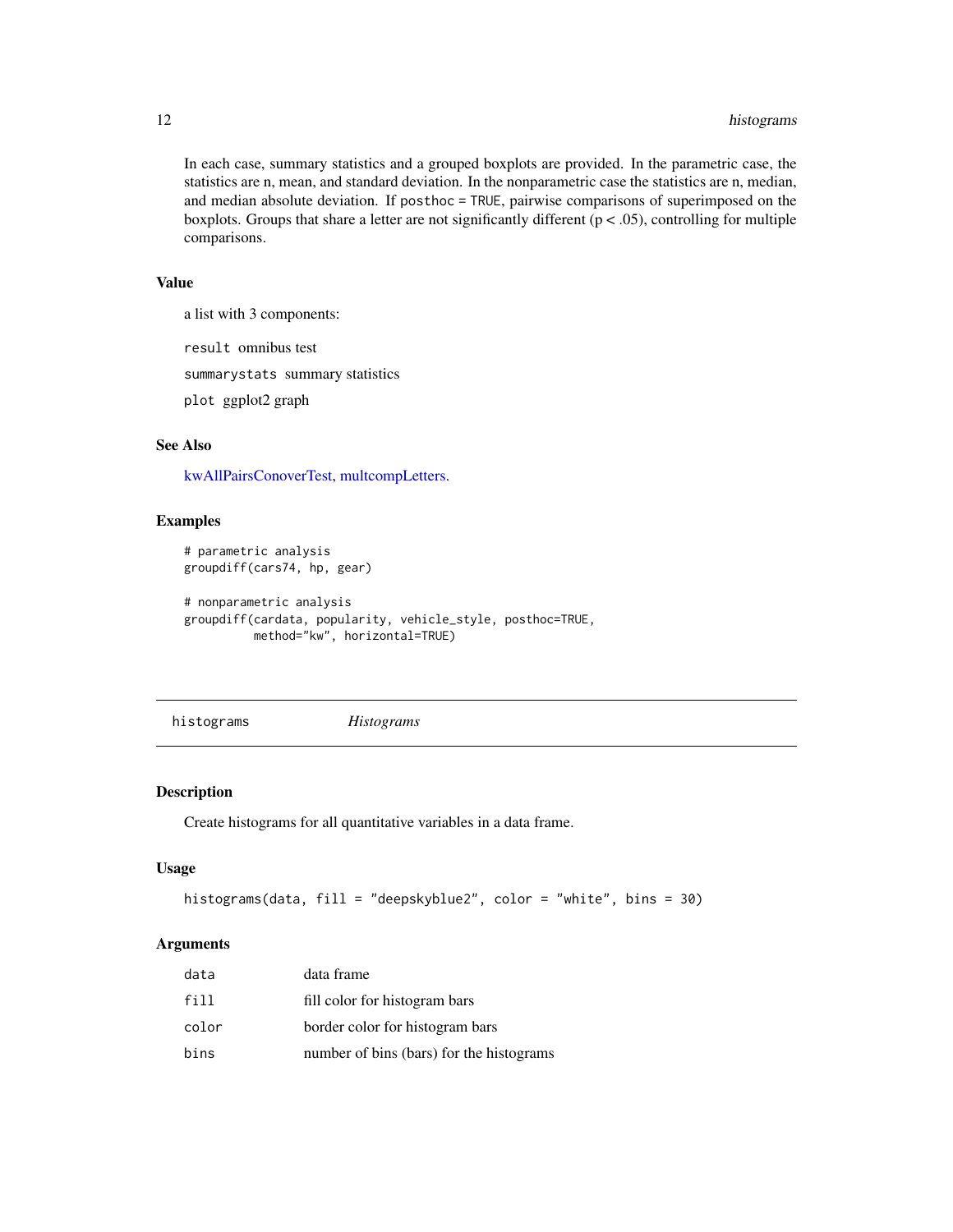In each case, summary statistics and a grouped boxplots are provided. In the parametric case, the statistics are n, mean, and standard deviation. In the nonparametric case the statistics are n, median, and median absolute deviation. If `posthoc = TRUE`, pairwise comparisons of superimposed on the boxplots. Groups that share a letter are not significantly different ($p < .05$), controlling for multiple comparisons.

### Value

a list with 3 components:

`result` omnibus test

`summarystats` summary statistics

`plot` ggplot2 graph

### See Also

kwAllPairsConoverTest, multcompLetters.

### Examples

```
# parametric analysis
groupdiff(cars74, hp, gear)

# nonparametric analysis
groupdiff(cardata, popularity, vehicle_style, posthoc=TRUE,
          method="kw", horizontal=TRUE)
```

---

## histograms *Histograms*

---

### Description

Create histograms for all quantitative variables in a data frame.

### Usage

```
histograms(data, fill = "deepskyblue2", color = "white", bins = 30)
```

### Arguments

| | |
|---|---|
| `data` | data frame |
| `fill` | fill color for histogram bars |
| `color` | border color for histogram bars |
| `bins` | number of bins (bars) for the histograms |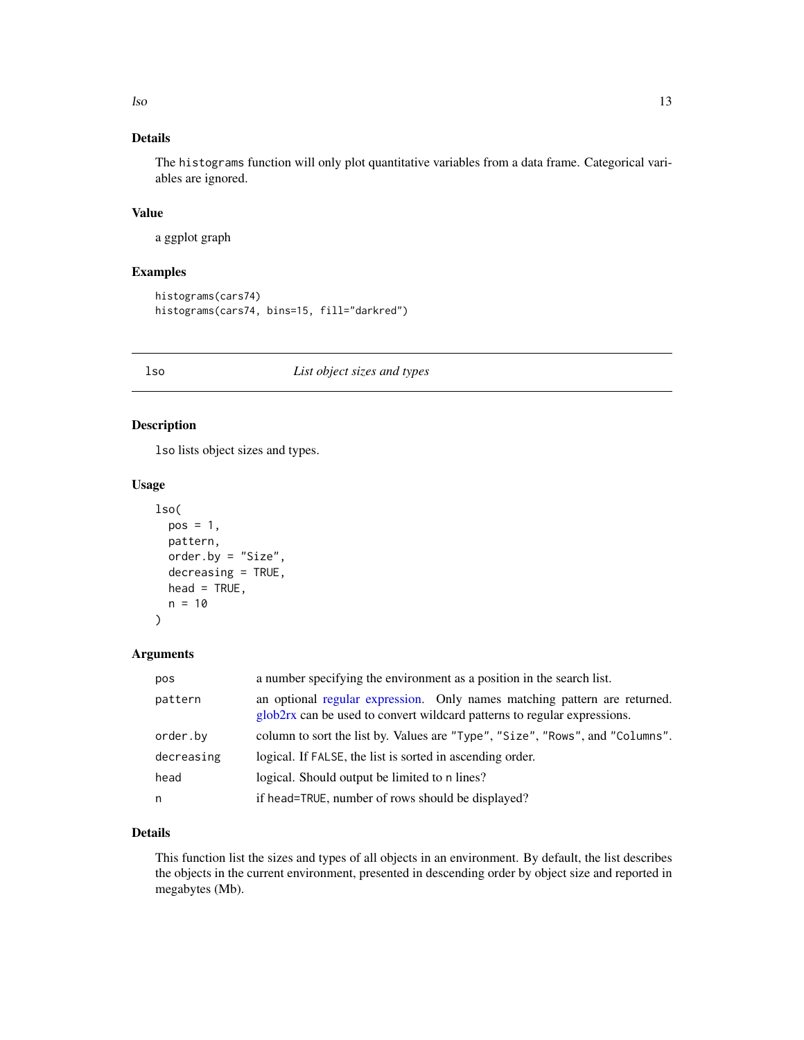### Details

The `histograms` function will only plot quantitative variables from a data frame. Categorical variables are ignored.

### Value

a ggplot graph

### Examples

```
histograms(cars74)
histograms(cars74, bins=15, fill="darkred")
```

---

## lso — *List object sizes and types*

---

### Description

`lso` lists object sizes and types.

### Usage

```
lso(
  pos = 1,
  pattern,
  order.by = "Size",
  decreasing = TRUE,
  head = TRUE,
  n = 10
)
```

### Arguments

| Argument | Description |
|---|---|
| `pos` | a number specifying the environment as a position in the search list. |
| `pattern` | an optional regular expression. Only names matching pattern are returned. glob2rx can be used to convert wildcard patterns to regular expressions. |
| `order.by` | column to sort the list by. Values are `"Type"`, `"Size"`, `"Rows"`, and `"Columns"`. |
| `decreasing` | logical. If `FALSE`, the list is sorted in ascending order. |
| `head` | logical. Should output be limited to `n` lines? |
| `n` | if `head=TRUE`, number of rows should be displayed? |

### Details

This function list the sizes and types of all objects in an environment. By default, the list describes the objects in the current environment, presented in descending order by object size and reported in megabytes (Mb).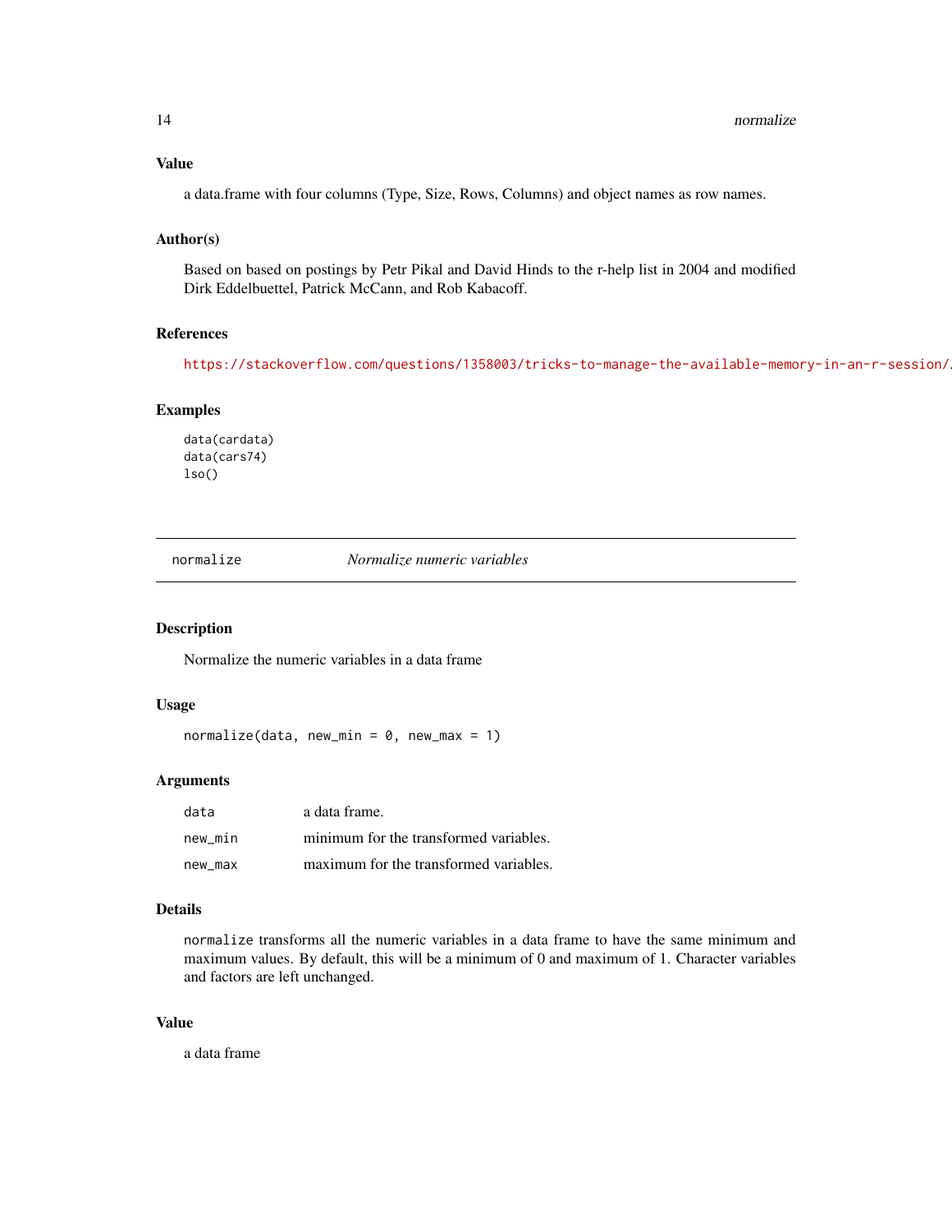### Value

a data.frame with four columns (Type, Size, Rows, Columns) and object names as row names.

### Author(s)

Based on based on postings by Petr Pikal and David Hinds to the r-help list in 2004 and modified Dirk Eddelbuettel, Patrick McCann, and Rob Kabacoff.

### References

https://stackoverflow.com/questions/1358003/tricks-to-manage-the-available-memory-in-an-r-session/.

### Examples

```
data(cardata)
data(cars74)
lso()
```

---

## normalize — *Normalize numeric variables*

---

### Description

Normalize the numeric variables in a data frame

### Usage

```
normalize(data, new_min = 0, new_max = 1)
```

### Arguments

| | |
|---|---|
| `data` | a data frame. |
| `new_min` | minimum for the transformed variables. |
| `new_max` | maximum for the transformed variables. |

### Details

`normalize` transforms all the numeric variables in a data frame to have the same minimum and maximum values. By default, this will be a minimum of 0 and maximum of 1. Character variables and factors are left unchanged.

### Value

a data frame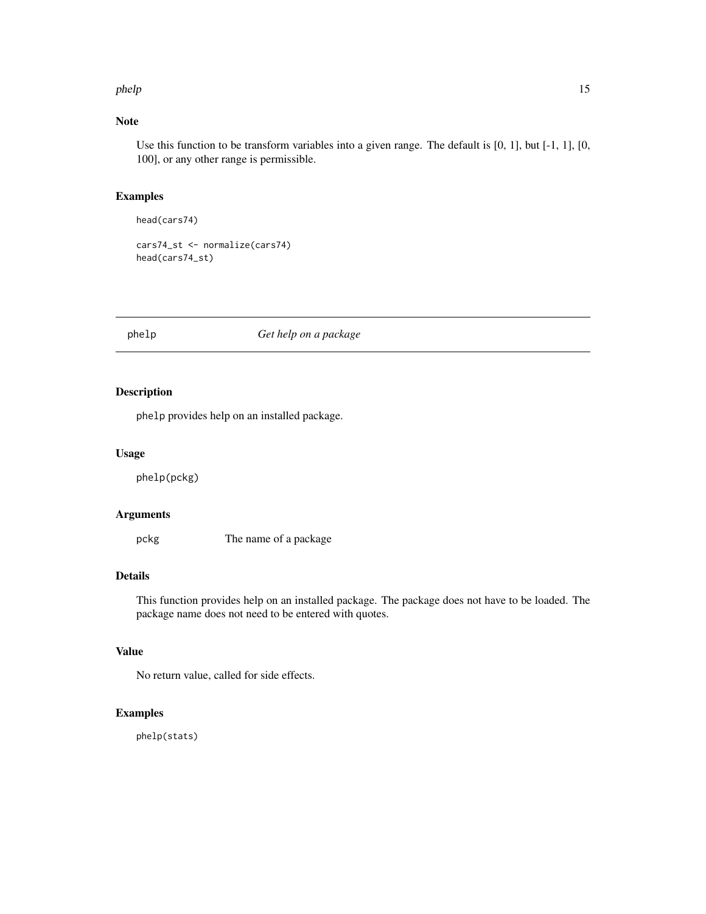## Note

Use this function to be transform variables into a given range. The default is [0, 1], but [-1, 1], [0, 100], or any other range is permissible.

## Examples

```
head(cars74)

cars74_st <- normalize(cars74)
head(cars74_st)
```

---

# phelp — *Get help on a package*

---

## Description

`phelp` provides help on an installed package.

## Usage

```
phelp(pckg)
```

## Arguments

| | |
|---|---|
| `pckg` | The name of a package |

## Details

This function provides help on an installed package. The package does not have to be loaded. The package name does not need to be entered with quotes.

## Value

No return value, called for side effects.

## Examples

```
phelp(stats)
```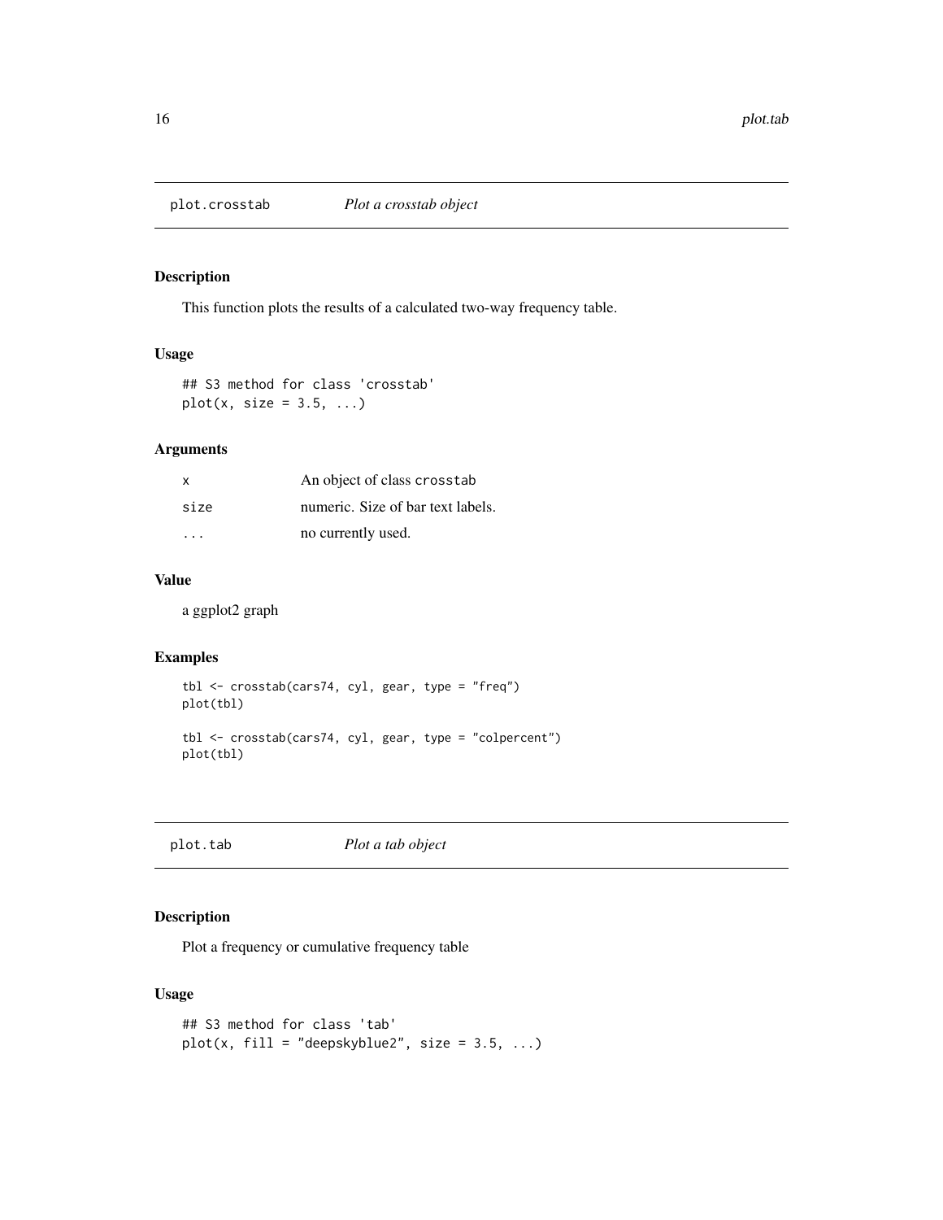## plot.crosstab *Plot a crosstab object*

### Description

This function plots the results of a calculated two-way frequency table.

### Usage

```
## S3 method for class 'crosstab'
plot(x, size = 3.5, ...)
```

### Arguments

| | |
|---|---|
| x | An object of class crosstab |
| size | numeric. Size of bar text labels. |
| ... | no currently used. |

### Value

a ggplot2 graph

### Examples

```
tbl <- crosstab(cars74, cyl, gear, type = "freq")
plot(tbl)

tbl <- crosstab(cars74, cyl, gear, type = "colpercent")
plot(tbl)
```

## plot.tab *Plot a tab object*

### Description

Plot a frequency or cumulative frequency table

### Usage

```
## S3 method for class 'tab'
plot(x, fill = "deepskyblue2", size = 3.5, ...)
```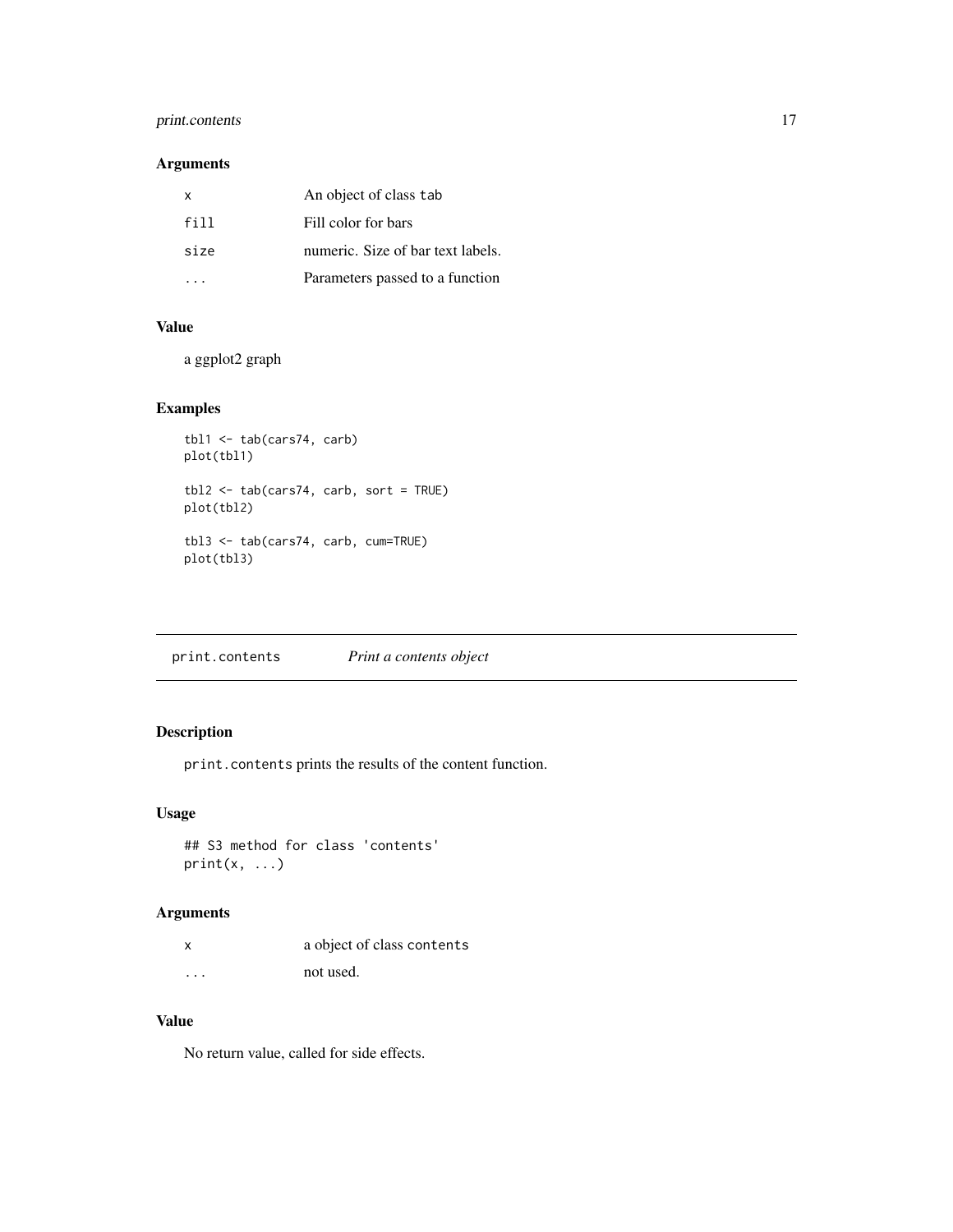### Arguments

| | |
|---|---|
| `x` | An object of class `tab` |
| `fill` | Fill color for bars |
| `size` | numeric. Size of bar text labels. |
| `...` | Parameters passed to a function |

### Value

a ggplot2 graph

### Examples

```
tbl1 <- tab(cars74, carb)
plot(tbl1)

tbl2 <- tab(cars74, carb, sort = TRUE)
plot(tbl2)

tbl3 <- tab(cars74, carb, cum=TRUE)
plot(tbl3)
```

---

## `print.contents` *Print a contents object*

### Description

`print.contents` prints the results of the content function.

### Usage

```
## S3 method for class 'contents'
print(x, ...)
```

### Arguments

| | |
|---|---|
| `x` | a object of class `contents` |
| `...` | not used. |

### Value

No return value, called for side effects.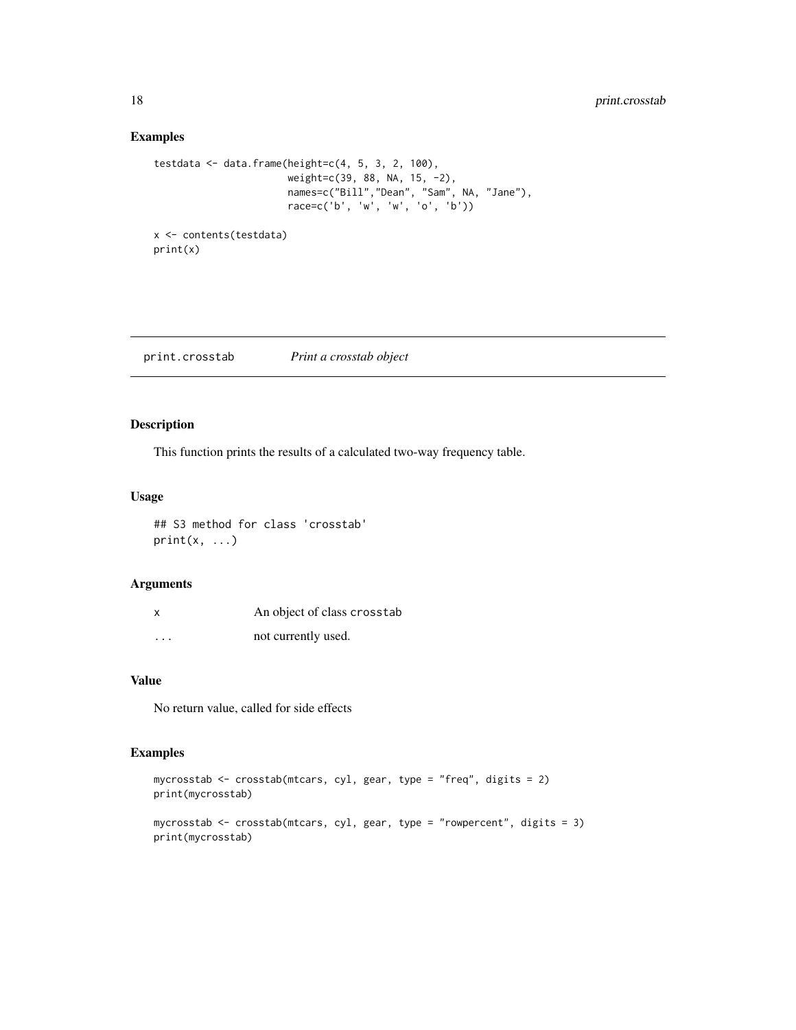## Examples

```
testdata <- data.frame(height=c(4, 5, 3, 2, 100),
                       weight=c(39, 88, NA, 15, -2),
                       names=c("Bill","Dean", "Sam", NA, "Jane"),
                       race=c('b', 'w', 'w', 'o', 'b'))

x <- contents(testdata)
print(x)
```

---

# print.crosstab *Print a crosstab object*

## Description

This function prints the results of a calculated two-way frequency table.

## Usage

```
## S3 method for class 'crosstab'
print(x, ...)
```

## Arguments

| | |
|---|---|
| x | An object of class crosstab |
| ... | not currently used. |

## Value

No return value, called for side effects

## Examples

```
mycrosstab <- crosstab(mtcars, cyl, gear, type = "freq", digits = 2)
print(mycrosstab)

mycrosstab <- crosstab(mtcars, cyl, gear, type = "rowpercent", digits = 3)
print(mycrosstab)
```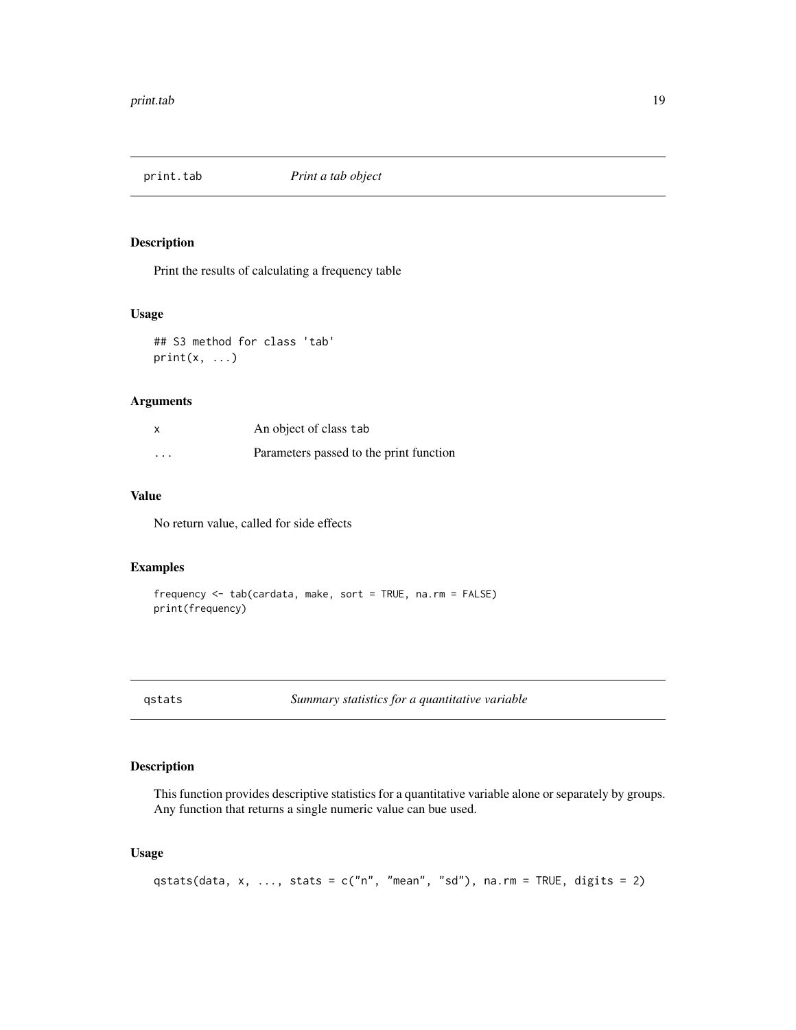## print.tab *Print a tab object*

### Description

Print the results of calculating a frequency table

### Usage

```
## S3 method for class 'tab'
print(x, ...)
```

### Arguments

| | |
|---|---|
| x | An object of class tab |
| ... | Parameters passed to the print function |

### Value

No return value, called for side effects

### Examples

```
frequency <- tab(cardata, make, sort = TRUE, na.rm = FALSE)
print(frequency)
```

## qstats *Summary statistics for a quantitative variable*

### Description

This function provides descriptive statistics for a quantitative variable alone or separately by groups. Any function that returns a single numeric value can bue used.

### Usage

```
qstats(data, x, ..., stats = c("n", "mean", "sd"), na.rm = TRUE, digits = 2)
```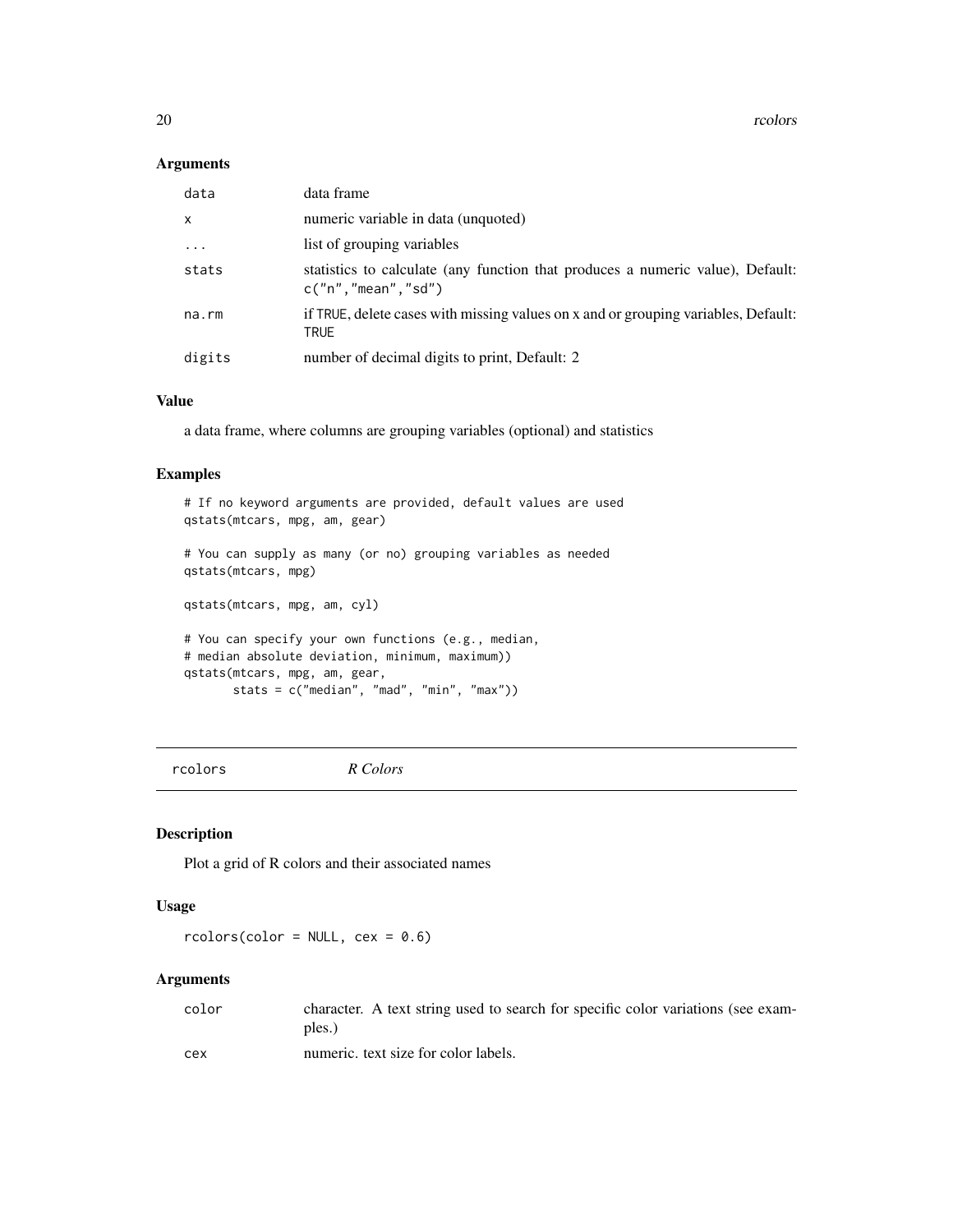### Arguments

| | |
|---|---|
| `data` | data frame |
| `x` | numeric variable in data (unquoted) |
| `...` | list of grouping variables |
| `stats` | statistics to calculate (any function that produces a numeric value), Default: `c("n","mean","sd")` |
| `na.rm` | if `TRUE`, delete cases with missing values on x and or grouping variables, Default: `TRUE` |
| `digits` | number of decimal digits to print, Default: 2 |

### Value

a data frame, where columns are grouping variables (optional) and statistics

### Examples

```
# If no keyword arguments are provided, default values are used
qstats(mtcars, mpg, am, gear)

# You can supply as many (or no) grouping variables as needed
qstats(mtcars, mpg)

qstats(mtcars, mpg, am, cyl)

# You can specify your own functions (e.g., median,
# median absolute deviation, minimum, maximum))
qstats(mtcars, mpg, am, gear,
       stats = c("median", "mad", "min", "max"))
```

---

## rcolors *R Colors*

### Description

Plot a grid of R colors and their associated names

### Usage

```
rcolors(color = NULL, cex = 0.6)
```

### Arguments

| | |
|---|---|
| `color` | character. A text string used to search for specific color variations (see examples.) |
| `cex` | numeric. text size for color labels. |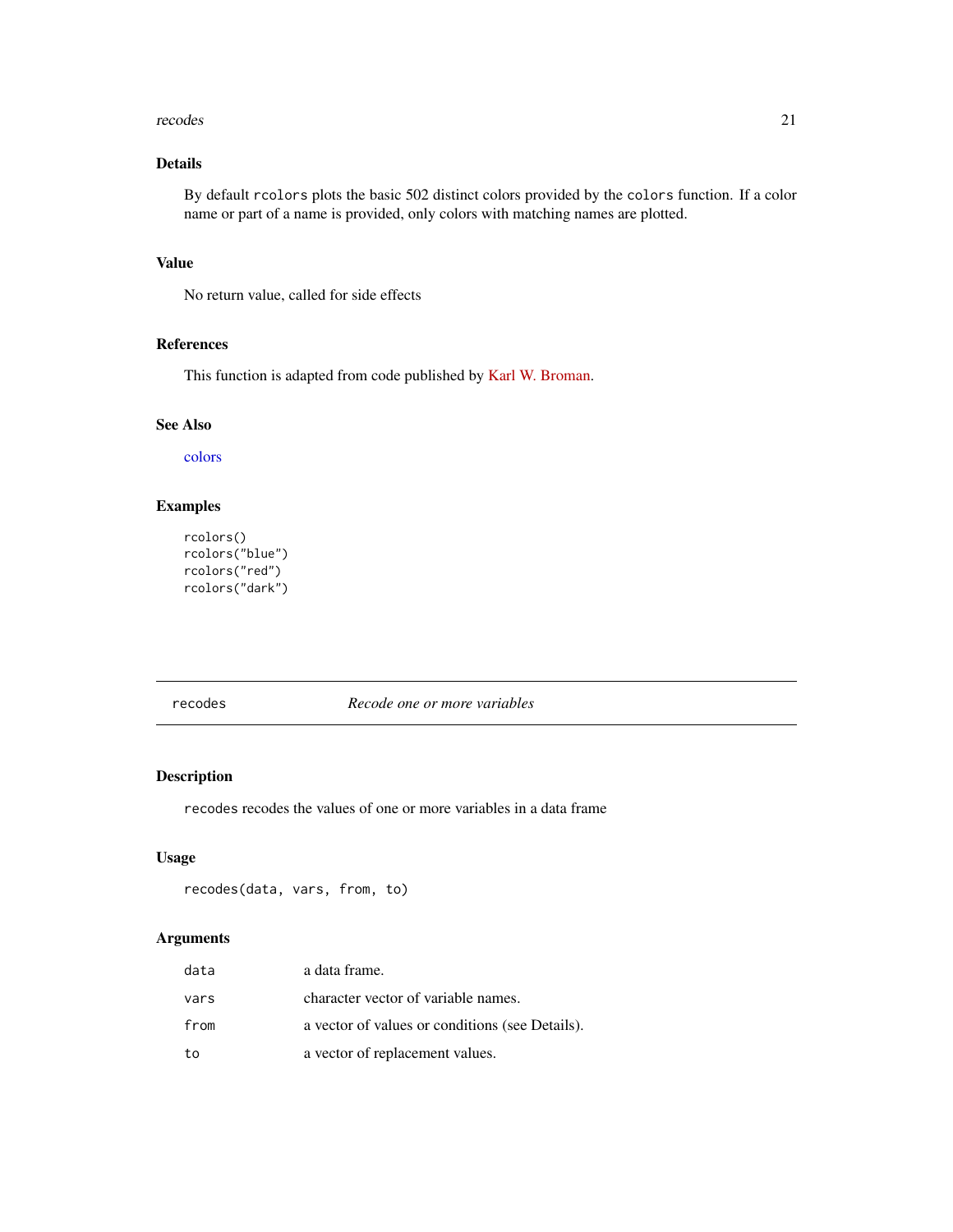## Details

By default `rcolors` plots the basic 502 distinct colors provided by the `colors` function. If a color name or part of a name is provided, only colors with matching names are plotted.

## Value

No return value, called for side effects

## References

This function is adapted from code published by Karl W. Broman.

## See Also

colors

## Examples

```
rcolors()
rcolors("blue")
rcolors("red")
rcolors("dark")
```

---

# recodes — *Recode one or more variables*

---

## Description

`recodes` recodes the values of one or more variables in a data frame

## Usage

```
recodes(data, vars, from, to)
```

## Arguments

| | |
|---|---|
| `data` | a data frame. |
| `vars` | character vector of variable names. |
| `from` | a vector of values or conditions (see Details). |
| `to` | a vector of replacement values. |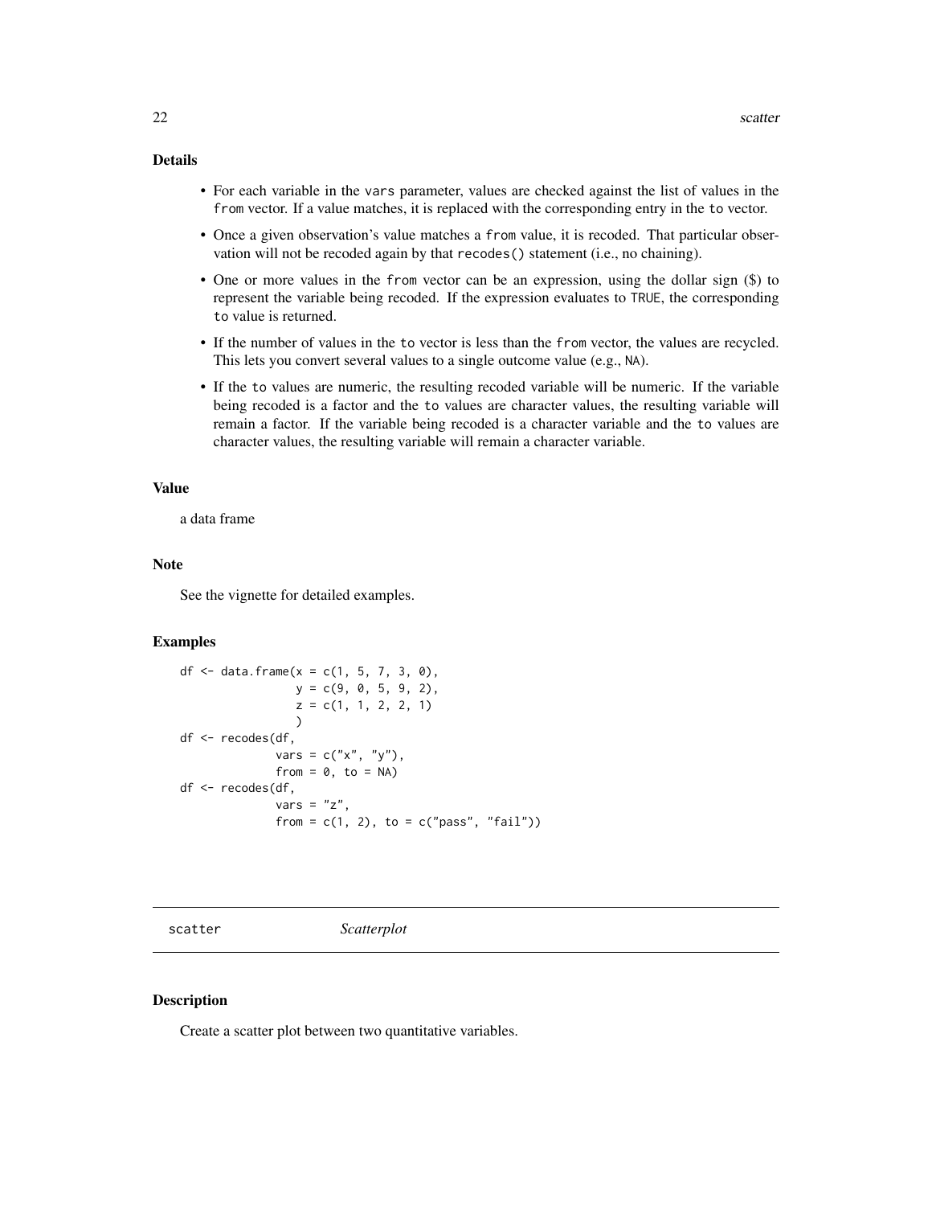### Details

- For each variable in the `vars` parameter, values are checked against the list of values in the `from` vector. If a value matches, it is replaced with the corresponding entry in the `to` vector.
- Once a given observation's value matches a `from` value, it is recoded. That particular observation will not be recoded again by that `recodes()` statement (i.e., no chaining).
- One or more values in the `from` vector can be an expression, using the dollar sign ($) to represent the variable being recoded. If the expression evaluates to `TRUE`, the corresponding `to` value is returned.
- If the number of values in the `to` vector is less than the `from` vector, the values are recycled. This lets you convert several values to a single outcome value (e.g., `NA`).
- If the `to` values are numeric, the resulting recoded variable will be numeric. If the variable being recoded is a factor and the `to` values are character values, the resulting variable will remain a factor. If the variable being recoded is a character variable and the `to` values are character values, the resulting variable will remain a character variable.

### Value

a data frame

### Note

See the vignette for detailed examples.

### Examples

```
df <- data.frame(x = c(1, 5, 7, 3, 0),
                 y = c(9, 0, 5, 9, 2),
                 z = c(1, 1, 2, 2, 1)
                 )
df <- recodes(df,
              vars = c("x", "y"),
              from = 0, to = NA)
df <- recodes(df,
              vars = "z",
              from = c(1, 2), to = c("pass", "fail"))
```

---

## scatter    *Scatterplot*

---

### Description

Create a scatter plot between two quantitative variables.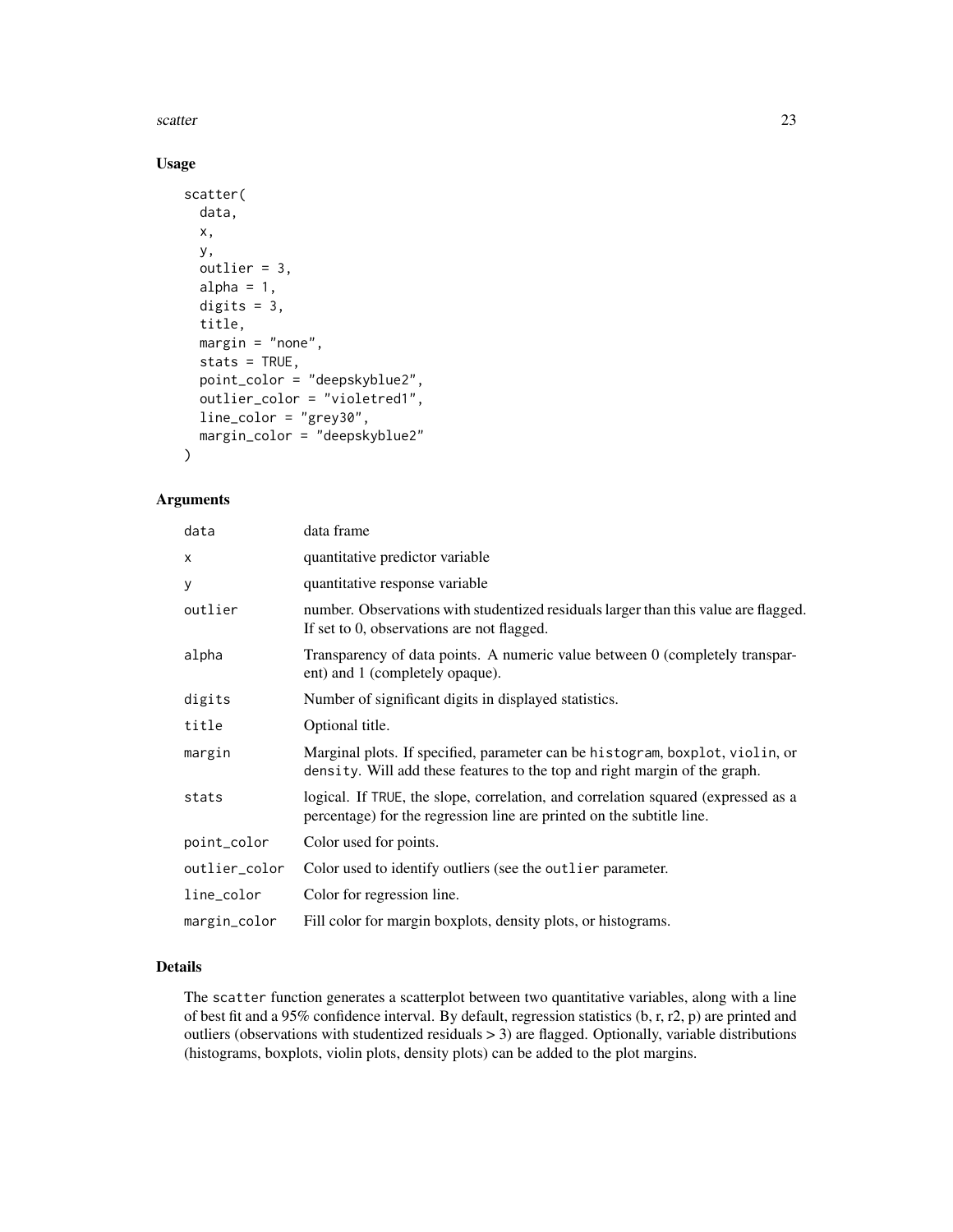## Usage

```
scatter(
  data,
  x,
  y,
  outlier = 3,
  alpha = 1,
  digits = 3,
  title,
  margin = "none",
  stats = TRUE,
  point_color = "deepskyblue2",
  outlier_color = "violetred1",
  line_color = "grey30",
  margin_color = "deepskyblue2"
)
```

## Arguments

| | |
|---|---|
| data | data frame |
| x | quantitative predictor variable |
| y | quantitative response variable |
| outlier | number. Observations with studentized residuals larger than this value are flagged. If set to 0, observations are not flagged. |
| alpha | Transparency of data points. A numeric value between 0 (completely transparent) and 1 (completely opaque). |
| digits | Number of significant digits in displayed statistics. |
| title | Optional title. |
| margin | Marginal plots. If specified, parameter can be `histogram`, `boxplot`, `violin`, or `density`. Will add these features to the top and right margin of the graph. |
| stats | logical. If `TRUE`, the slope, correlation, and correlation squared (expressed as a percentage) for the regression line are printed on the subtitle line. |
| point_color | Color used for points. |
| outlier_color | Color used to identify outliers (see the `outlier` parameter. |
| line_color | Color for regression line. |
| margin_color | Fill color for margin boxplots, density plots, or histograms. |

## Details

The `scatter` function generates a scatterplot between two quantitative variables, along with a line of best fit and a 95% confidence interval. By default, regression statistics (b, r, r2, p) are printed and outliers (observations with studentized residuals > 3) are flagged. Optionally, variable distributions (histograms, boxplots, violin plots, density plots) can be added to the plot margins.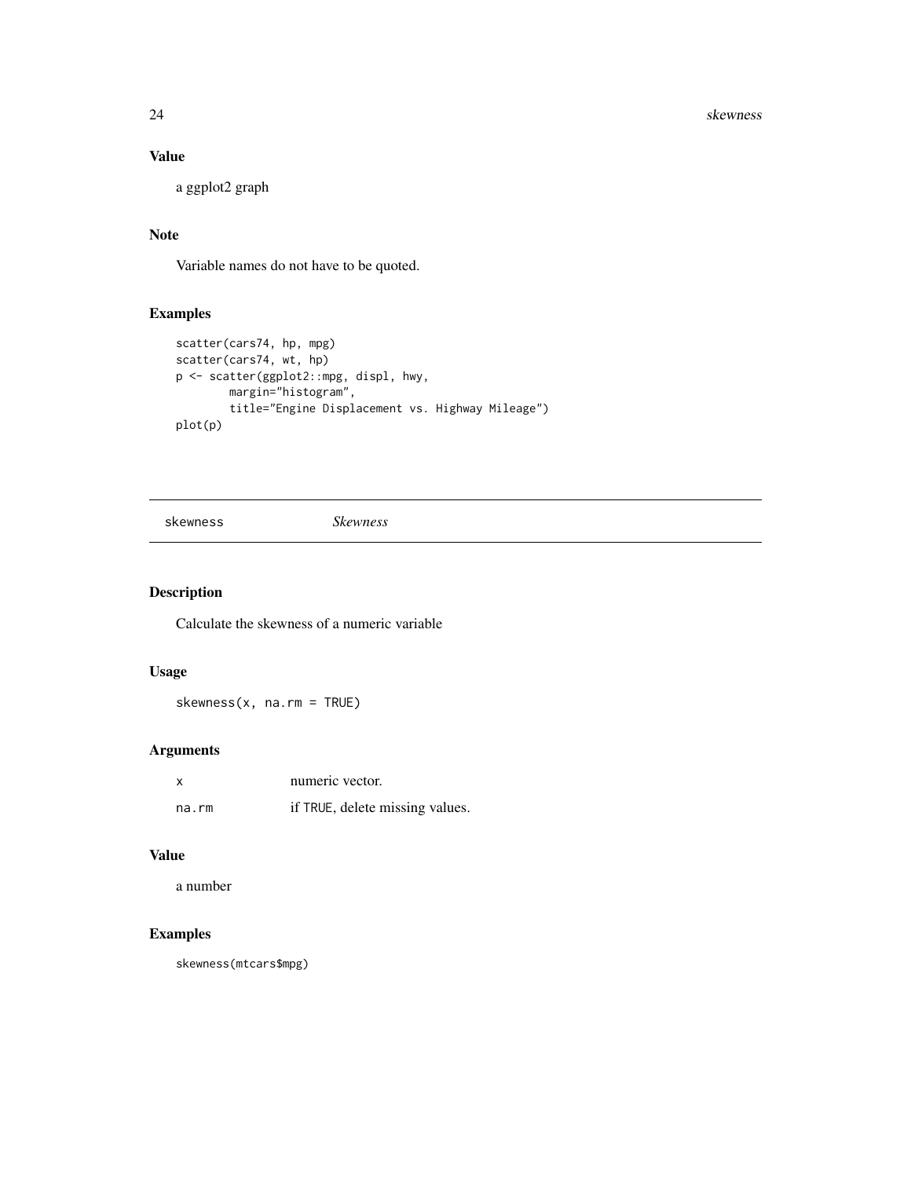### Value

a ggplot2 graph

### Note

Variable names do not have to be quoted.

### Examples

```
scatter(cars74, hp, mpg)
scatter(cars74, wt, hp)
p <- scatter(ggplot2::mpg, displ, hwy,
        margin="histogram",
        title="Engine Displacement vs. Highway Mileage")
plot(p)
```

---

## skewness *Skewness*

---

### Description

Calculate the skewness of a numeric variable

### Usage

```
skewness(x, na.rm = TRUE)
```

### Arguments

| | |
|---|---|
| x | numeric vector. |
| na.rm | if TRUE, delete missing values. |

### Value

a number

### Examples

```
skewness(mtcars$mpg)
```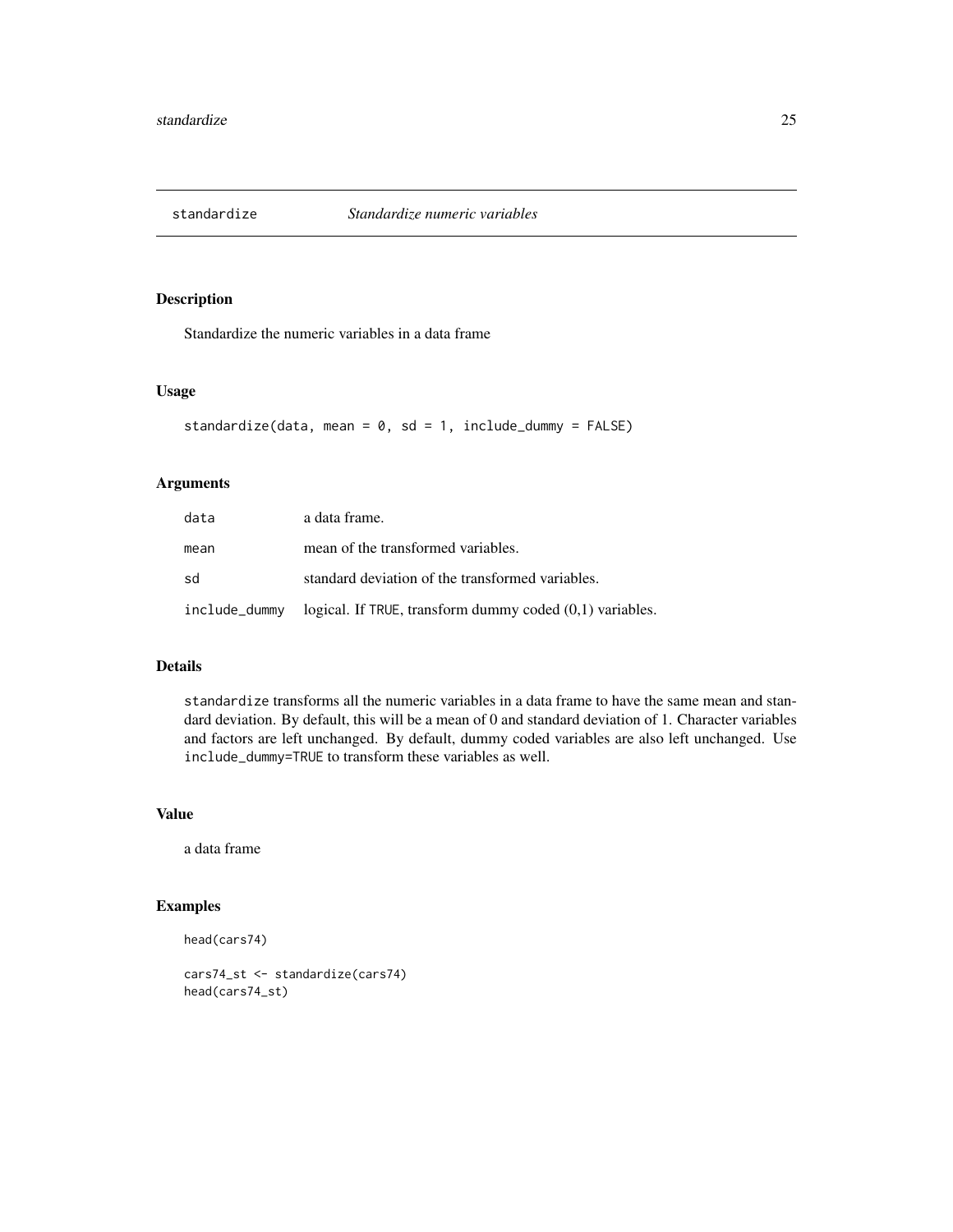# standardize — *Standardize numeric variables*

## Description

Standardize the numeric variables in a data frame

## Usage

```
standardize(data, mean = 0, sd = 1, include_dummy = FALSE)
```

## Arguments

| Argument | Description |
| --- | --- |
| `data` | a data frame. |
| `mean` | mean of the transformed variables. |
| `sd` | standard deviation of the transformed variables. |
| `include_dummy` | logical. If `TRUE`, transform dummy coded (0,1) variables. |

## Details

`standardize` transforms all the numeric variables in a data frame to have the same mean and standard deviation. By default, this will be a mean of 0 and standard deviation of 1. Character variables and factors are left unchanged. By default, dummy coded variables are also left unchanged. Use `include_dummy=TRUE` to transform these variables as well.

## Value

a data frame

## Examples

```
head(cars74)

cars74_st <- standardize(cars74)
head(cars74_st)
```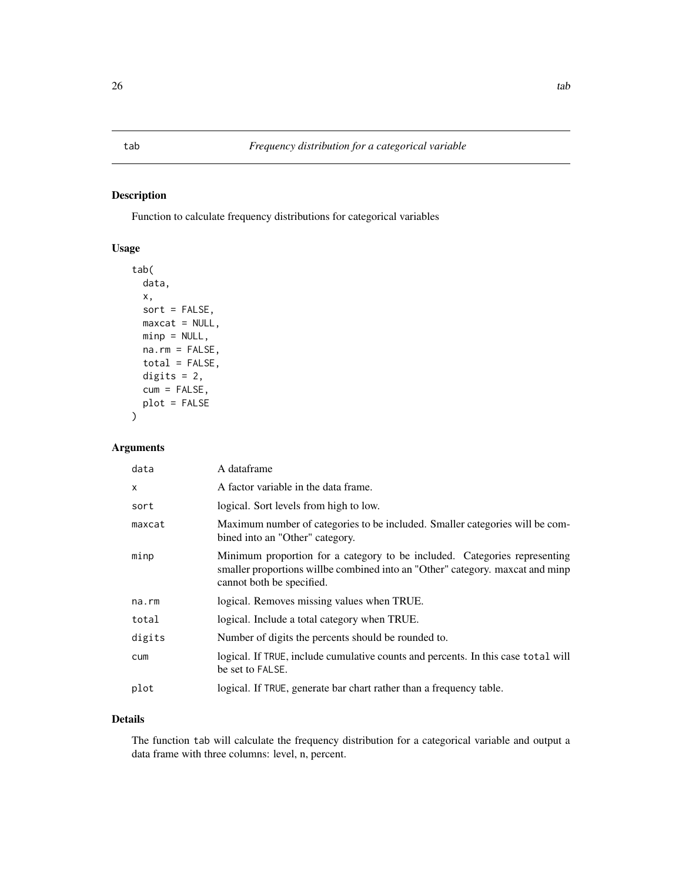# tab &nbsp;&nbsp;&nbsp; *Frequency distribution for a categorical variable*

## Description

Function to calculate frequency distributions for categorical variables

## Usage

```
tab(
  data,
  x,
  sort = FALSE,
  maxcat = NULL,
  minp = NULL,
  na.rm = FALSE,
  total = FALSE,
  digits = 2,
  cum = FALSE,
  plot = FALSE
)
```

## Arguments

| | |
|---|---|
| data | A dataframe |
| x | A factor variable in the data frame. |
| sort | logical. Sort levels from high to low. |
| maxcat | Maximum number of categories to be included. Smaller categories will be combined into an "Other" category. |
| minp | Minimum proportion for a category to be included. Categories representing smaller proportions willbe combined into an "Other" category. maxcat and minp cannot both be specified. |
| na.rm | logical. Removes missing values when TRUE. |
| total | logical. Include a total category when TRUE. |
| digits | Number of digits the percents should be rounded to. |
| cum | logical. If `TRUE`, include cumulative counts and percents. In this case `total` will be set to `FALSE`. |
| plot | logical. If `TRUE`, generate bar chart rather than a frequency table. |

## Details

The function `tab` will calculate the frequency distribution for a categorical variable and output a data frame with three columns: level, n, percent.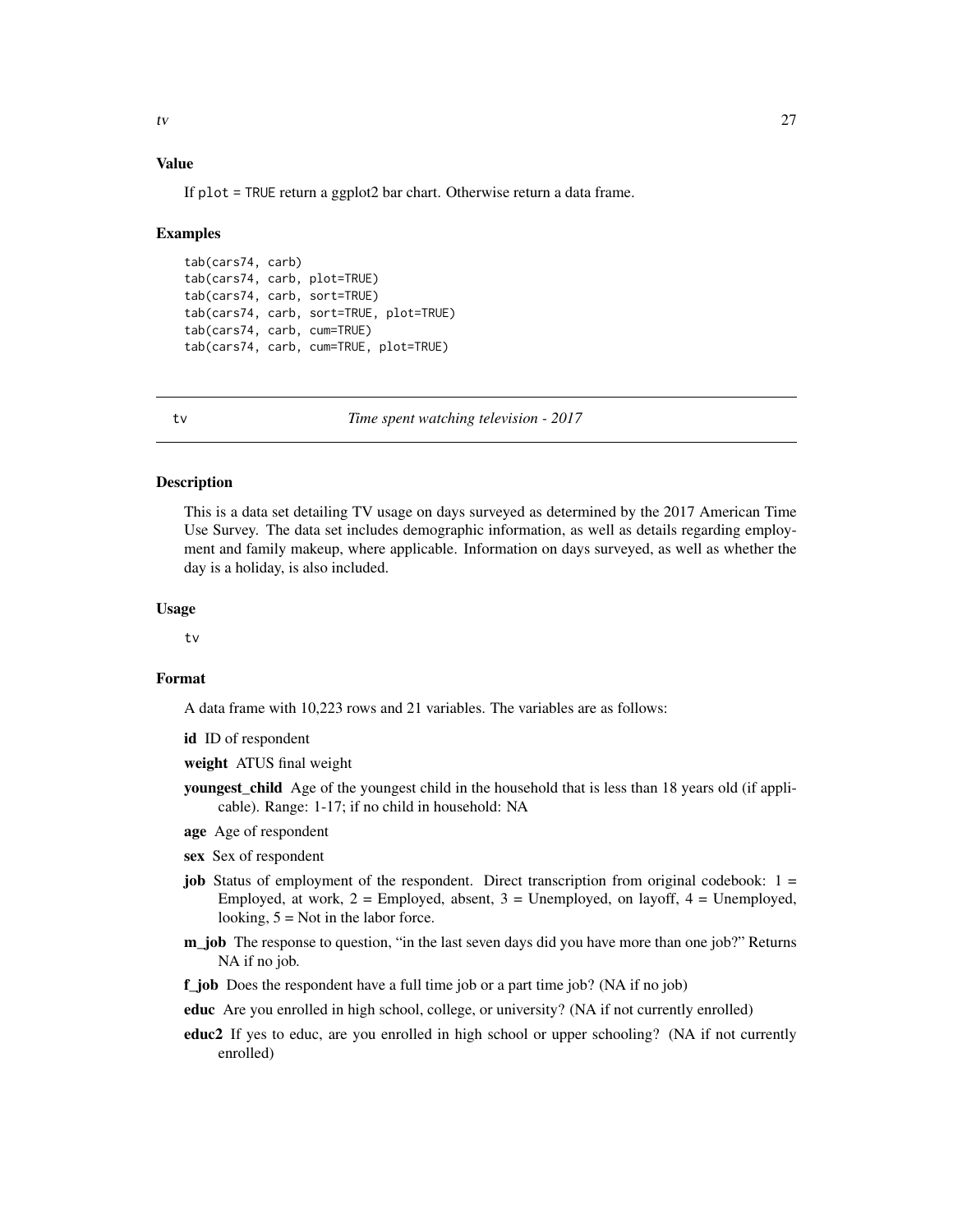### Value

If plot = TRUE return a ggplot2 bar chart. Otherwise return a data frame.

### Examples

```
tab(cars74, carb)
tab(cars74, carb, plot=TRUE)
tab(cars74, carb, sort=TRUE)
tab(cars74, carb, sort=TRUE, plot=TRUE)
tab(cars74, carb, cum=TRUE)
tab(cars74, carb, cum=TRUE, plot=TRUE)
```

## tv — *Time spent watching television - 2017*

### Description

This is a data set detailing TV usage on days surveyed as determined by the 2017 American Time Use Survey. The data set includes demographic information, as well as details regarding employment and family makeup, where applicable. Information on days surveyed, as well as whether the day is a holiday, is also included.

### Usage

```
tv
```

### Format

A data frame with 10,223 rows and 21 variables. The variables are as follows:

- **id** ID of respondent
- **weight** ATUS final weight
- **youngest_child** Age of the youngest child in the household that is less than 18 years old (if applicable). Range: 1-17; if no child in household: NA
- **age** Age of respondent
- **sex** Sex of respondent
- **job** Status of employment of the respondent. Direct transcription from original codebook: 1 = Employed, at work, 2 = Employed, absent, 3 = Unemployed, on layoff, 4 = Unemployed, looking, 5 = Not in the labor force.
- **m_job** The response to question, "in the last seven days did you have more than one job?" Returns NA if no job.
- **f_job** Does the respondent have a full time job or a part time job? (NA if no job)
- **educ** Are you enrolled in high school, college, or university? (NA if not currently enrolled)
- **educ2** If yes to educ, are you enrolled in high school or upper schooling? (NA if not currently enrolled)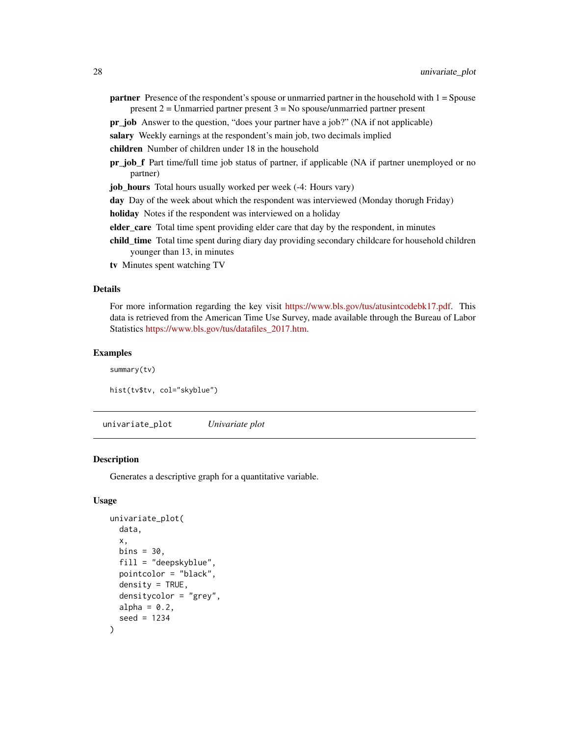**partner** Presence of the respondent's spouse or unmarried partner in the household with 1 = Spouse present 2 = Unmarried partner present 3 = No spouse/unmarried partner present

**pr_job** Answer to the question, "does your partner have a job?" (NA if not applicable)

**salary** Weekly earnings at the respondent's main job, two decimals implied

**children** Number of children under 18 in the household

**pr_job_f** Part time/full time job status of partner, if applicable (NA if partner unemployed or no partner)

**job_hours** Total hours usually worked per week (-4: Hours vary)

**day** Day of the week about which the respondent was interviewed (Monday thorugh Friday)

**holiday** Notes if the respondent was interviewed on a holiday

**elder_care** Total time spent providing elder care that day by the respondent, in minutes

**child_time** Total time spent during diary day providing secondary childcare for household children younger than 13, in minutes

**tv** Minutes spent watching TV

### Details

For more information regarding the key visit https://www.bls.gov/tus/atusintcodebk17.pdf. This data is retrieved from the American Time Use Survey, made available through the Bureau of Labor Statistics https://www.bls.gov/tus/datafiles_2017.htm.

### Examples

```
summary(tv)

hist(tv$tv, col="skyblue")
```

---

## univariate_plot *Univariate plot*

---

### Description

Generates a descriptive graph for a quantitative variable.

### Usage

```
univariate_plot(
  data,
  x,
  bins = 30,
  fill = "deepskyblue",
  pointcolor = "black",
  density = TRUE,
  densitycolor = "grey",
  alpha = 0.2,
  seed = 1234
)
```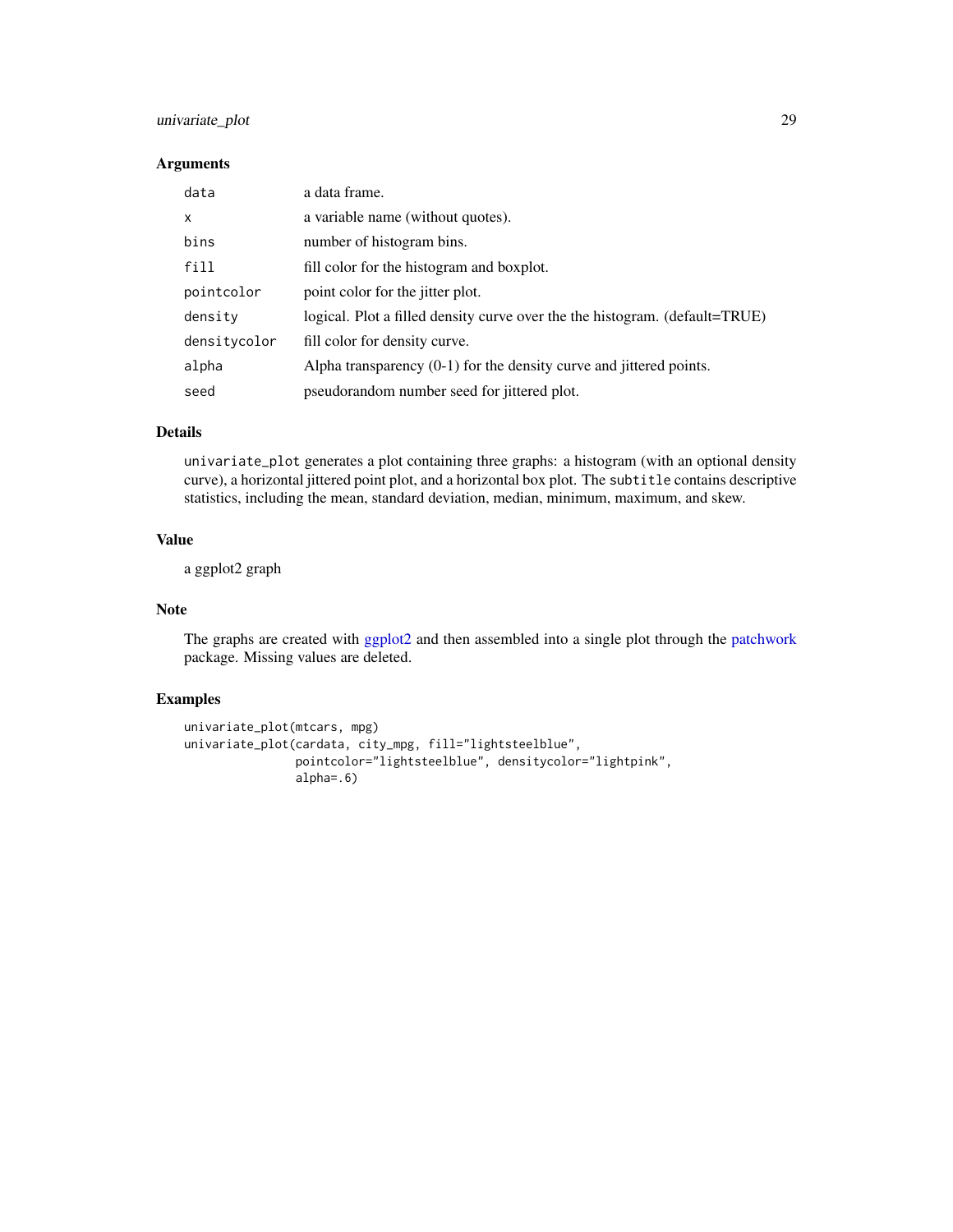## Arguments

| | |
|---|---|
| `data` | a data frame. |
| `x` | a variable name (without quotes). |
| `bins` | number of histogram bins. |
| `fill` | fill color for the histogram and boxplot. |
| `pointcolor` | point color for the jitter plot. |
| `density` | logical. Plot a filled density curve over the the histogram. (default=TRUE) |
| `densitycolor` | fill color for density curve. |
| `alpha` | Alpha transparency (0-1) for the density curve and jittered points. |
| `seed` | pseudorandom number seed for jittered plot. |

## Details

`univariate_plot` generates a plot containing three graphs: a histogram (with an optional density curve), a horizontal jittered point plot, and a horizontal box plot. The `subtitle` contains descriptive statistics, including the mean, standard deviation, median, minimum, maximum, and skew.

## Value

a ggplot2 graph

## Note

The graphs are created with ggplot2 and then assembled into a single plot through the patchwork package. Missing values are deleted.

## Examples

```
univariate_plot(mtcars, mpg)
univariate_plot(cardata, city_mpg, fill="lightsteelblue",
                pointcolor="lightsteelblue", densitycolor="lightpink",
                alpha=.6)
```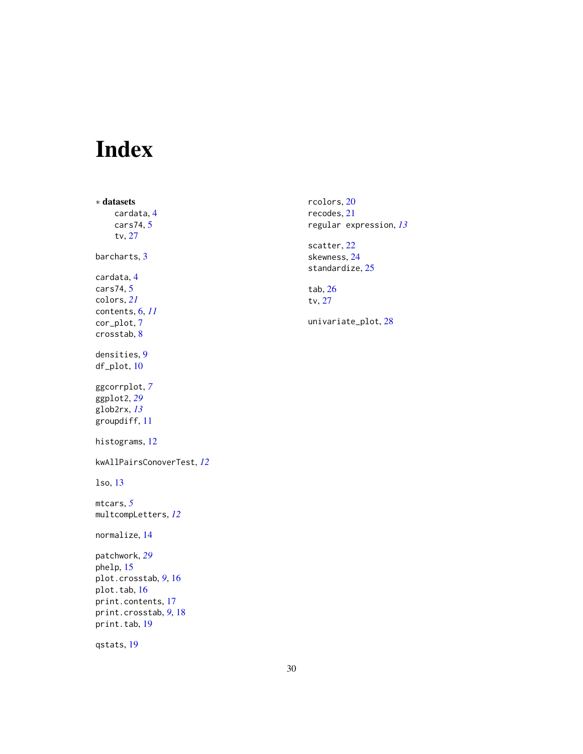# Index

* **datasets**
    - cardata, 4
    - cars74, 5
    - tv, 27

barcharts, 3

cardata, 4
cars74, 5
colors, *21*
contents, 6, *11*
cor_plot, 7
crosstab, 8

densities, 9
df_plot, 10

ggcorrplot, *7*
ggplot2, *29*
glob2rx, *13*
groupdiff, 11

histograms, 12

kwAllPairsConoverTest, *12*

lso, 13

mtcars, *5*
multcompLetters, *12*

normalize, 14

patchwork, *29*
phelp, 15
plot.crosstab, *9*, 16
plot.tab, 16
print.contents, 17
print.crosstab, *9*, 18
print.tab, 19

qstats, 19

rcolors, 20
recodes, 21
regular expression, *13*

scatter, 22
skewness, 24
standardize, 25

tab, 26
tv, 27

univariate_plot, 28